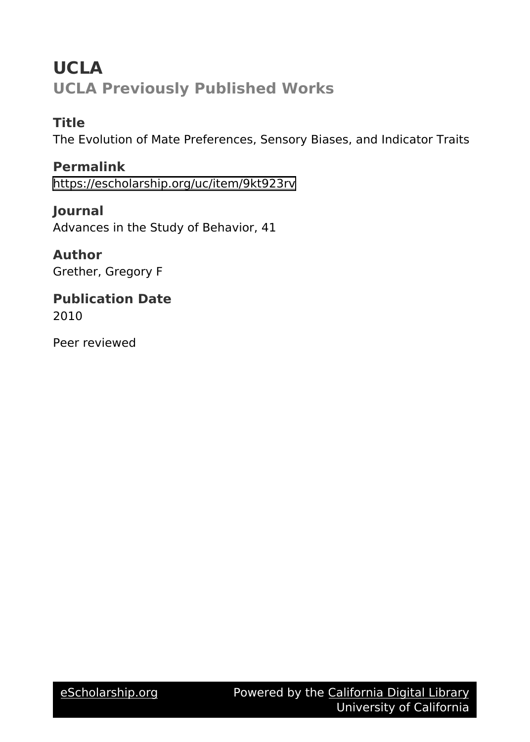# UCLA

## UCLA Previously Published Works

### Title

The Evolution of Mate Preferences, Sensory Biases, and Indicator Traits

### Permalink

https://escholarship.org/uc/item/9kt923rv

### Journal

Advances in the Study of Behavior, 41

### Author

Grether, Gregory F

### Publication Date

2010

Peer reviewed

eScholarship.org Powered by the California Digital Library University of California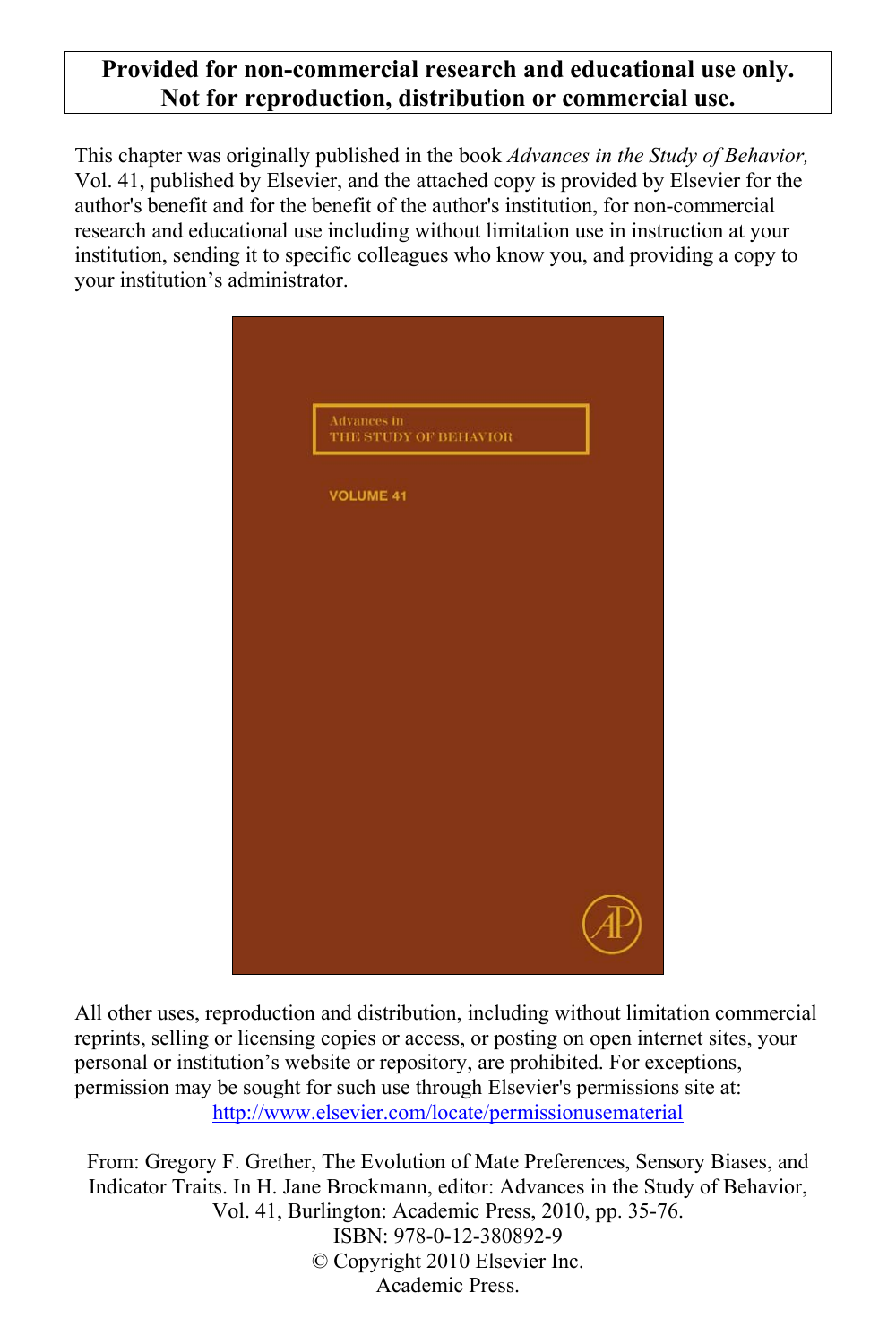**Provided for non-commercial research and educational use only.**
**Not for reproduction, distribution or commercial use.**

This chapter was originally published in the book *Advances in the Study of Behavior,* Vol. 41, published by Elsevier, and the attached copy is provided by Elsevier for the author's benefit and for the benefit of the author's institution, for non-commercial research and educational use including without limitation use in instruction at your institution, sending it to specific colleagues who know you, and providing a copy to your institution's administrator.

Advances in
THE STUDY OF BEHAVIOR

VOLUME 41

All other uses, reproduction and distribution, including without limitation commercial reprints, selling or licensing copies or access, or posting on open internet sites, your personal or institution's website or repository, are prohibited. For exceptions, permission may be sought for such use through Elsevier's permissions site at:
http://www.elsevier.com/locate/permissionusematerial

From: Gregory F. Grether, The Evolution of Mate Preferences, Sensory Biases, and Indicator Traits. In H. Jane Brockmann, editor: Advances in the Study of Behavior, Vol. 41, Burlington: Academic Press, 2010, pp. 35-76.
ISBN: 978-0-12-380892-9
© Copyright 2010 Elsevier Inc.
Academic Press.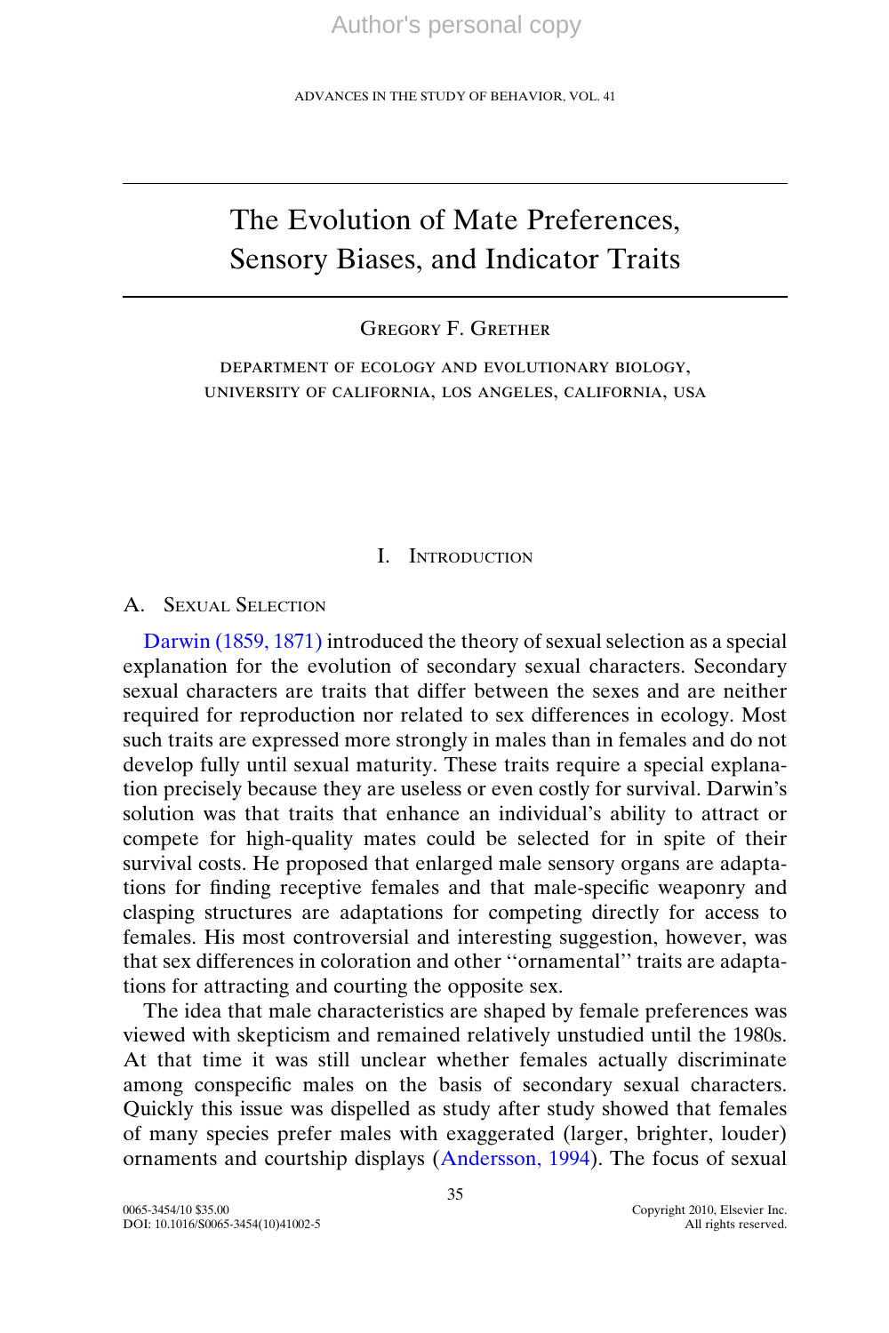# The Evolution of Mate Preferences, Sensory Biases, and Indicator Traits

Gregory F. Grether

department of ecology and evolutionary biology, university of california, los angeles, california, usa

## I. Introduction

### A. Sexual Selection

Darwin (1859, 1871) introduced the theory of sexual selection as a special explanation for the evolution of secondary sexual characters. Secondary sexual characters are traits that differ between the sexes and are neither required for reproduction nor related to sex differences in ecology. Most such traits are expressed more strongly in males than in females and do not develop fully until sexual maturity. These traits require a special explanation precisely because they are useless or even costly for survival. Darwin's solution was that traits that enhance an individual's ability to attract or compete for high-quality mates could be selected for in spite of their survival costs. He proposed that enlarged male sensory organs are adaptations for finding receptive females and that male-specific weaponry and clasping structures are adaptations for competing directly for access to females. His most controversial and interesting suggestion, however, was that sex differences in coloration and other ''ornamental'' traits are adaptations for attracting and courting the opposite sex.

The idea that male characteristics are shaped by female preferences was viewed with skepticism and remained relatively unstudied until the 1980s. At that time it was still unclear whether females actually discriminate among conspecific males on the basis of secondary sexual characters. Quickly this issue was dispelled as study after study showed that females of many species prefer males with exaggerated (larger, brighter, louder) ornaments and courtship displays (Andersson, 1994). The focus of sexual

0065-3454/10 $35.00
DOI: 10.1016/S0065-3454(10)41002-5

Copyright 2010, Elsevier Inc.
All rights reserved.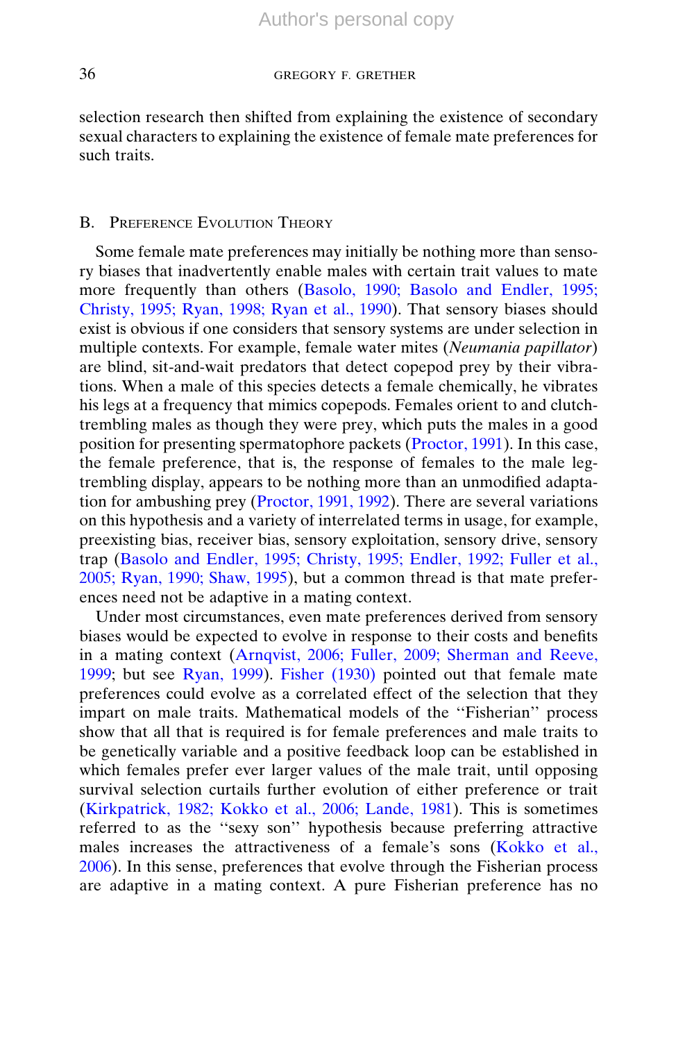selection research then shifted from explaining the existence of secondary sexual characters to explaining the existence of female mate preferences for such traits.

## B. Preference Evolution Theory

Some female mate preferences may initially be nothing more than sensory biases that inadvertently enable males with certain trait values to mate more frequently than others (Basolo, 1990; Basolo and Endler, 1995; Christy, 1995; Ryan, 1998; Ryan et al., 1990). That sensory biases should exist is obvious if one considers that sensory systems are under selection in multiple contexts. For example, female water mites (*Neumania papillator*) are blind, sit-and-wait predators that detect copepod prey by their vibrations. When a male of this species detects a female chemically, he vibrates his legs at a frequency that mimics copepods. Females orient to and clutch-trembling males as though they were prey, which puts the males in a good position for presenting spermatophore packets (Proctor, 1991). In this case, the female preference, that is, the response of females to the male leg-trembling display, appears to be nothing more than an unmodified adaptation for ambushing prey (Proctor, 1991, 1992). There are several variations on this hypothesis and a variety of interrelated terms in usage, for example, preexisting bias, receiver bias, sensory exploitation, sensory drive, sensory trap (Basolo and Endler, 1995; Christy, 1995; Endler, 1992; Fuller et al., 2005; Ryan, 1990; Shaw, 1995), but a common thread is that mate preferences need not be adaptive in a mating context.

Under most circumstances, even mate preferences derived from sensory biases would be expected to evolve in response to their costs and benefits in a mating context (Arnqvist, 2006; Fuller, 2009; Sherman and Reeve, 1999; but see Ryan, 1999). Fisher (1930) pointed out that female mate preferences could evolve as a correlated effect of the selection that they impart on male traits. Mathematical models of the ''Fisherian'' process show that all that is required is for female preferences and male traits to be genetically variable and a positive feedback loop can be established in which females prefer ever larger values of the male trait, until opposing survival selection curtails further evolution of either preference or trait (Kirkpatrick, 1982; Kokko et al., 2006; Lande, 1981). This is sometimes referred to as the ''sexy son'' hypothesis because preferring attractive males increases the attractiveness of a female's sons (Kokko et al., 2006). In this sense, preferences that evolve through the Fisherian process are adaptive in a mating context. A pure Fisherian preference has no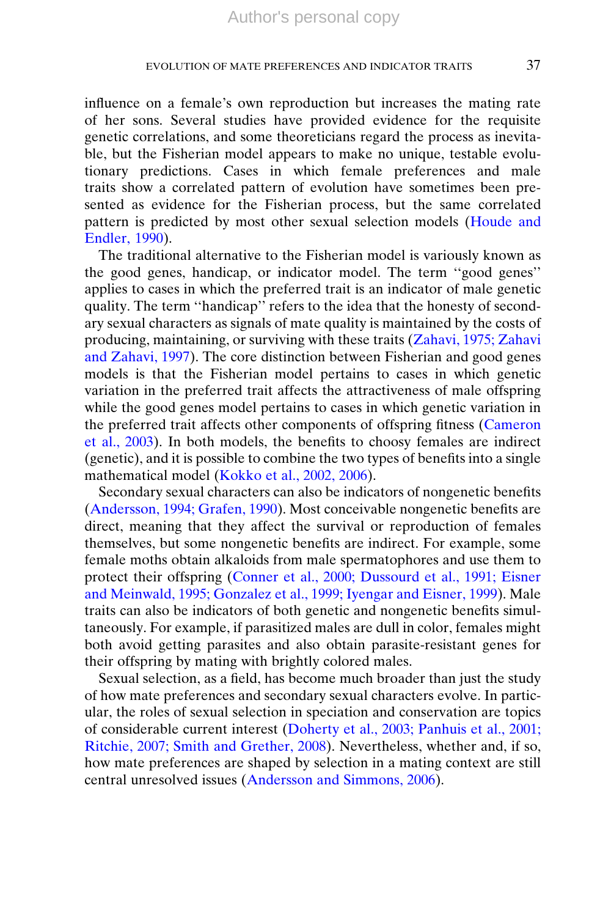influence on a female's own reproduction but increases the mating rate of her sons. Several studies have provided evidence for the requisite genetic correlations, and some theoreticians regard the process as inevitable, but the Fisherian model appears to make no unique, testable evolutionary predictions. Cases in which female preferences and male traits show a correlated pattern of evolution have sometimes been presented as evidence for the Fisherian process, but the same correlated pattern is predicted by most other sexual selection models (Houde and Endler, 1990).

The traditional alternative to the Fisherian model is variously known as the good genes, handicap, or indicator model. The term ''good genes'' applies to cases in which the preferred trait is an indicator of male genetic quality. The term ''handicap'' refers to the idea that the honesty of secondary sexual characters as signals of mate quality is maintained by the costs of producing, maintaining, or surviving with these traits (Zahavi, 1975; Zahavi and Zahavi, 1997). The core distinction between Fisherian and good genes models is that the Fisherian model pertains to cases in which genetic variation in the preferred trait affects the attractiveness of male offspring while the good genes model pertains to cases in which genetic variation in the preferred trait affects other components of offspring fitness (Cameron et al., 2003). In both models, the benefits to choosy females are indirect (genetic), and it is possible to combine the two types of benefits into a single mathematical model (Kokko et al., 2002, 2006).

Secondary sexual characters can also be indicators of nongenetic benefits (Andersson, 1994; Grafen, 1990). Most conceivable nongenetic benefits are direct, meaning that they affect the survival or reproduction of females themselves, but some nongenetic benefits are indirect. For example, some female moths obtain alkaloids from male spermatophores and use them to protect their offspring (Conner et al., 2000; Dussourd et al., 1991; Eisner and Meinwald, 1995; Gonzalez et al., 1999; Iyengar and Eisner, 1999). Male traits can also be indicators of both genetic and nongenetic benefits simultaneously. For example, if parasitized males are dull in color, females might both avoid getting parasites and also obtain parasite-resistant genes for their offspring by mating with brightly colored males.

Sexual selection, as a field, has become much broader than just the study of how mate preferences and secondary sexual characters evolve. In particular, the roles of sexual selection in speciation and conservation are topics of considerable current interest (Doherty et al., 2003; Panhuis et al., 2001; Ritchie, 2007; Smith and Grether, 2008). Nevertheless, whether and, if so, how mate preferences are shaped by selection in a mating context are still central unresolved issues (Andersson and Simmons, 2006).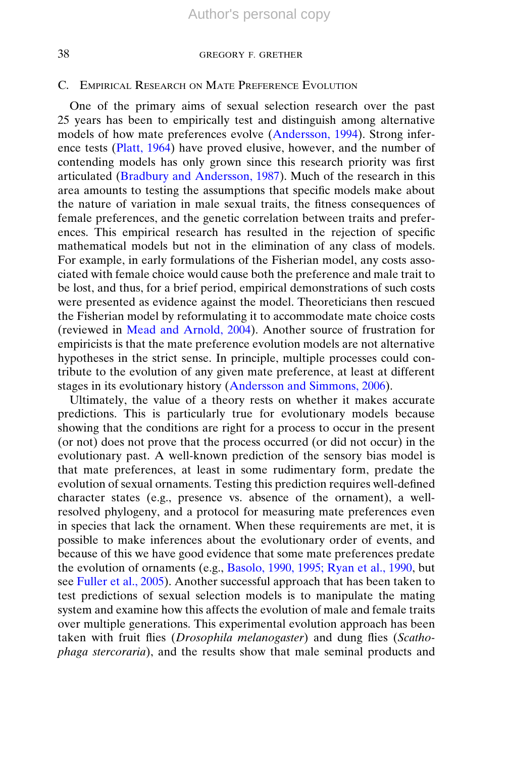## C. Empirical Research on Mate Preference Evolution

One of the primary aims of sexual selection research over the past 25 years has been to empirically test and distinguish among alternative models of how mate preferences evolve (Andersson, 1994). Strong inference tests (Platt, 1964) have proved elusive, however, and the number of contending models has only grown since this research priority was first articulated (Bradbury and Andersson, 1987). Much of the research in this area amounts to testing the assumptions that specific models make about the nature of variation in male sexual traits, the fitness consequences of female preferences, and the genetic correlation between traits and preferences. This empirical research has resulted in the rejection of specific mathematical models but not in the elimination of any class of models. For example, in early formulations of the Fisherian model, any costs associated with female choice would cause both the preference and male trait to be lost, and thus, for a brief period, empirical demonstrations of such costs were presented as evidence against the model. Theoreticians then rescued the Fisherian model by reformulating it to accommodate mate choice costs (reviewed in Mead and Arnold, 2004). Another source of frustration for empiricists is that the mate preference evolution models are not alternative hypotheses in the strict sense. In principle, multiple processes could contribute to the evolution of any given mate preference, at least at different stages in its evolutionary history (Andersson and Simmons, 2006).

Ultimately, the value of a theory rests on whether it makes accurate predictions. This is particularly true for evolutionary models because showing that the conditions are right for a process to occur in the present (or not) does not prove that the process occurred (or did not occur) in the evolutionary past. A well-known prediction of the sensory bias model is that mate preferences, at least in some rudimentary form, predate the evolution of sexual ornaments. Testing this prediction requires well-defined character states (e.g., presence vs. absence of the ornament), a well-resolved phylogeny, and a protocol for measuring mate preferences even in species that lack the ornament. When these requirements are met, it is possible to make inferences about the evolutionary order of events, and because of this we have good evidence that some mate preferences predate the evolution of ornaments (e.g., Basolo, 1990, 1995; Ryan et al., 1990, but see Fuller et al., 2005). Another successful approach that has been taken to test predictions of sexual selection models is to manipulate the mating system and examine how this affects the evolution of male and female traits over multiple generations. This experimental evolution approach has been taken with fruit flies (*Drosophila melanogaster*) and dung flies (*Scathophaga stercoraria*), and the results show that male seminal products and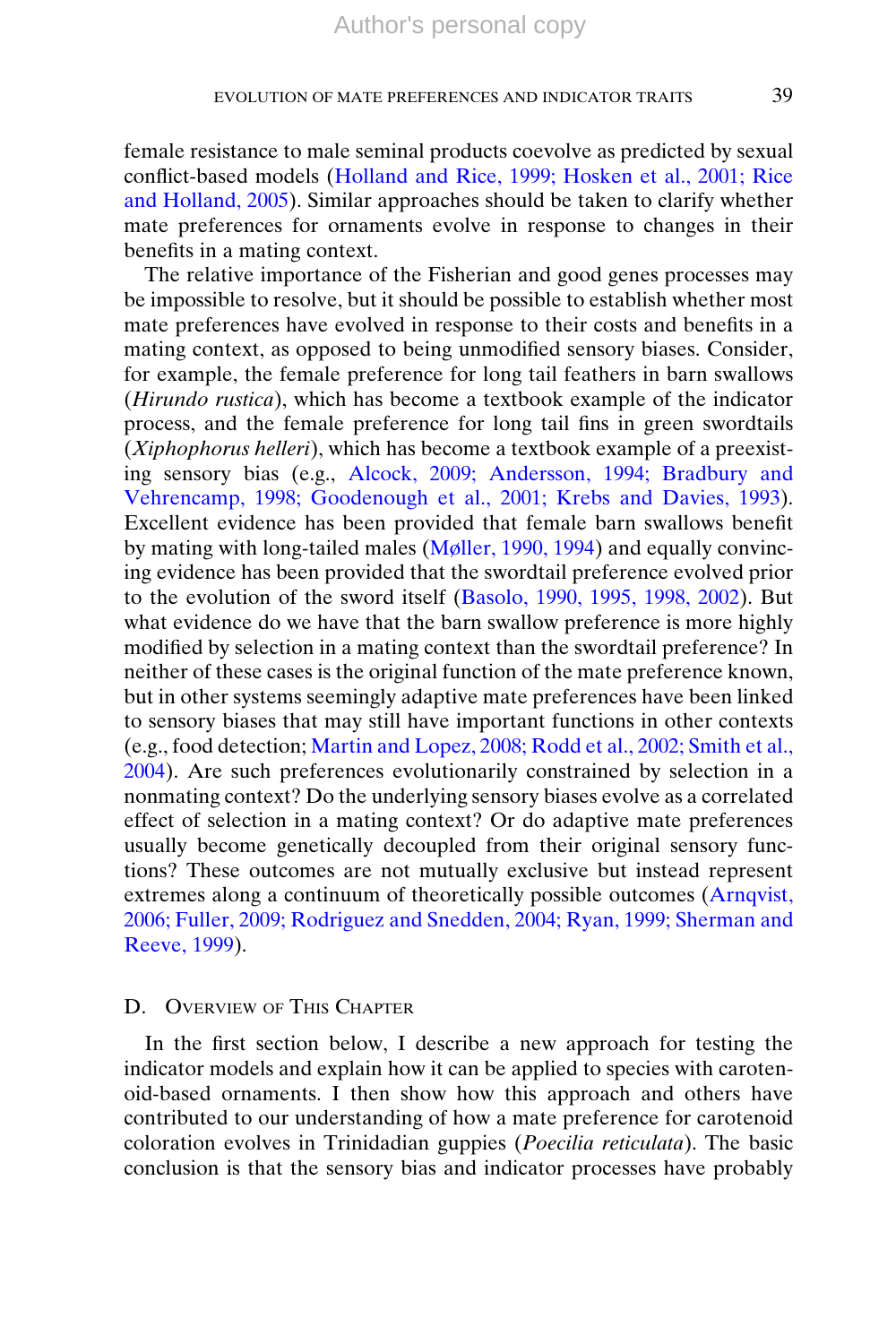female resistance to male seminal products coevolve as predicted by sexual conflict-based models (Holland and Rice, 1999; Hosken et al., 2001; Rice and Holland, 2005). Similar approaches should be taken to clarify whether mate preferences for ornaments evolve in response to changes in their benefits in a mating context.

The relative importance of the Fisherian and good genes processes may be impossible to resolve, but it should be possible to establish whether most mate preferences have evolved in response to their costs and benefits in a mating context, as opposed to being unmodified sensory biases. Consider, for example, the female preference for long tail feathers in barn swallows (*Hirundo rustica*), which has become a textbook example of the indicator process, and the female preference for long tail fins in green swordtails (*Xiphophorus helleri*), which has become a textbook example of a preexisting sensory bias (e.g., Alcock, 2009; Andersson, 1994; Bradbury and Vehrencamp, 1998; Goodenough et al., 2001; Krebs and Davies, 1993). Excellent evidence has been provided that female barn swallows benefit by mating with long-tailed males (Møller, 1990, 1994) and equally convincing evidence has been provided that the swordtail preference evolved prior to the evolution of the sword itself (Basolo, 1990, 1995, 1998, 2002). But what evidence do we have that the barn swallow preference is more highly modified by selection in a mating context than the swordtail preference? In neither of these cases is the original function of the mate preference known, but in other systems seemingly adaptive mate preferences have been linked to sensory biases that may still have important functions in other contexts (e.g., food detection; Martin and Lopez, 2008; Rodd et al., 2002; Smith et al., 2004). Are such preferences evolutionarily constrained by selection in a nonmating context? Do the underlying sensory biases evolve as a correlated effect of selection in a mating context? Or do adaptive mate preferences usually become genetically decoupled from their original sensory functions? These outcomes are not mutually exclusive but instead represent extremes along a continuum of theoretically possible outcomes (Arnqvist, 2006; Fuller, 2009; Rodriguez and Snedden, 2004; Ryan, 1999; Sherman and Reeve, 1999).

## D. Overview of This Chapter

In the first section below, I describe a new approach for testing the indicator models and explain how it can be applied to species with carotenoid-based ornaments. I then show how this approach and others have contributed to our understanding of how a mate preference for carotenoid coloration evolves in Trinidadian guppies (*Poecilia reticulata*). The basic conclusion is that the sensory bias and indicator processes have probably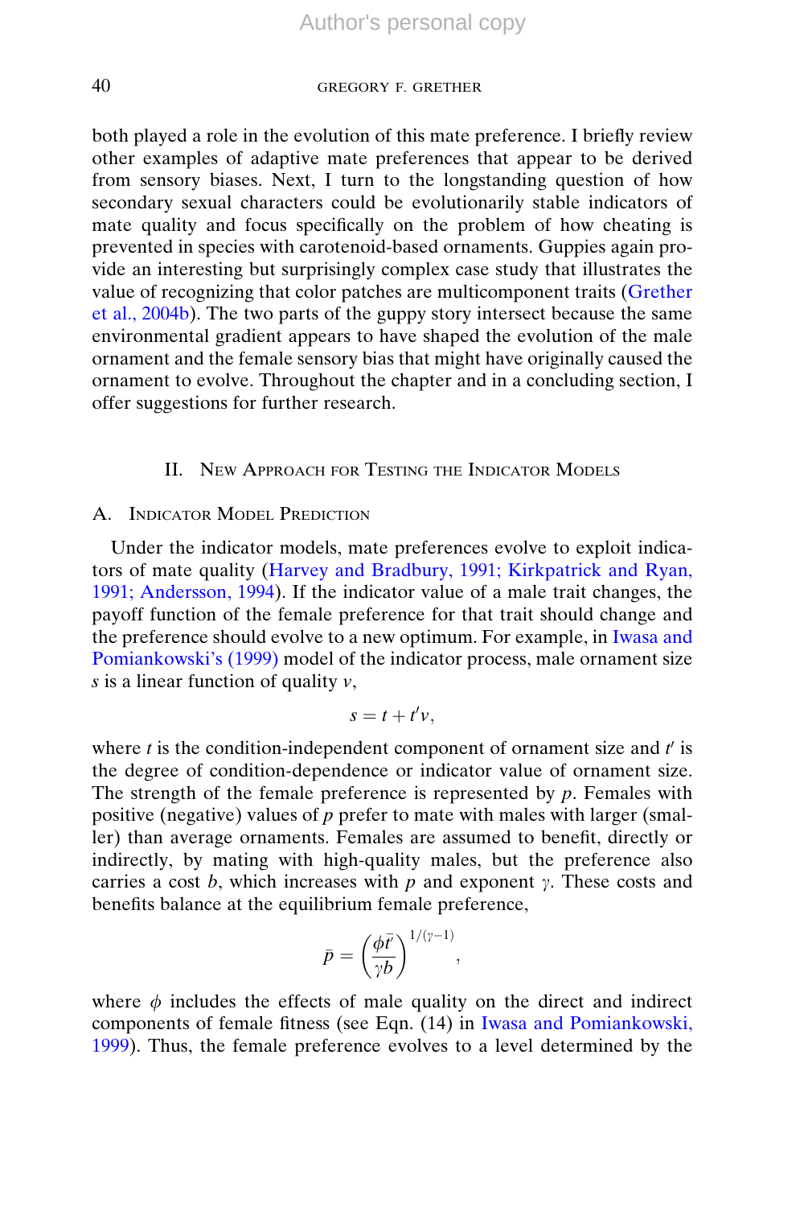both played a role in the evolution of this mate preference. I briefly review other examples of adaptive mate preferences that appear to be derived from sensory biases. Next, I turn to the longstanding question of how secondary sexual characters could be evolutionarily stable indicators of mate quality and focus specifically on the problem of how cheating is prevented in species with carotenoid-based ornaments. Guppies again provide an interesting but surprisingly complex case study that illustrates the value of recognizing that color patches are multicomponent traits (Grether et al., 2004b). The two parts of the guppy story intersect because the same environmental gradient appears to have shaped the evolution of the male ornament and the female sensory bias that might have originally caused the ornament to evolve. Throughout the chapter and in a concluding section, I offer suggestions for further research.

## II. New Approach for Testing the Indicator Models

### A. Indicator Model Prediction

Under the indicator models, mate preferences evolve to exploit indicators of mate quality (Harvey and Bradbury, 1991; Kirkpatrick and Ryan, 1991; Andersson, 1994). If the indicator value of a male trait changes, the payoff function of the female preference for that trait should change and the preference should evolve to a new optimum. For example, in Iwasa and Pomiankowski's (1999) model of the indicator process, male ornament size $s$ is a linear function of quality $v$,

$$s = t + t'v,$$

where $t$ is the condition-independent component of ornament size and $t'$ is the degree of condition-dependence or indicator value of ornament size. The strength of the female preference is represented by $p$. Females with positive (negative) values of $p$ prefer to mate with males with larger (smaller) than average ornaments. Females are assumed to benefit, directly or indirectly, by mating with high-quality males, but the preference also carries a cost $b$, which increases with $p$ and exponent $\gamma$. These costs and benefits balance at the equilibrium female preference,

$$\bar{p} = \left(\frac{\phi \bar{t'}}{\gamma b}\right)^{1/(\gamma-1)},$$

where $\phi$ includes the effects of male quality on the direct and indirect components of female fitness (see Eqn. (14) in Iwasa and Pomiankowski, 1999). Thus, the female preference evolves to a level determined by the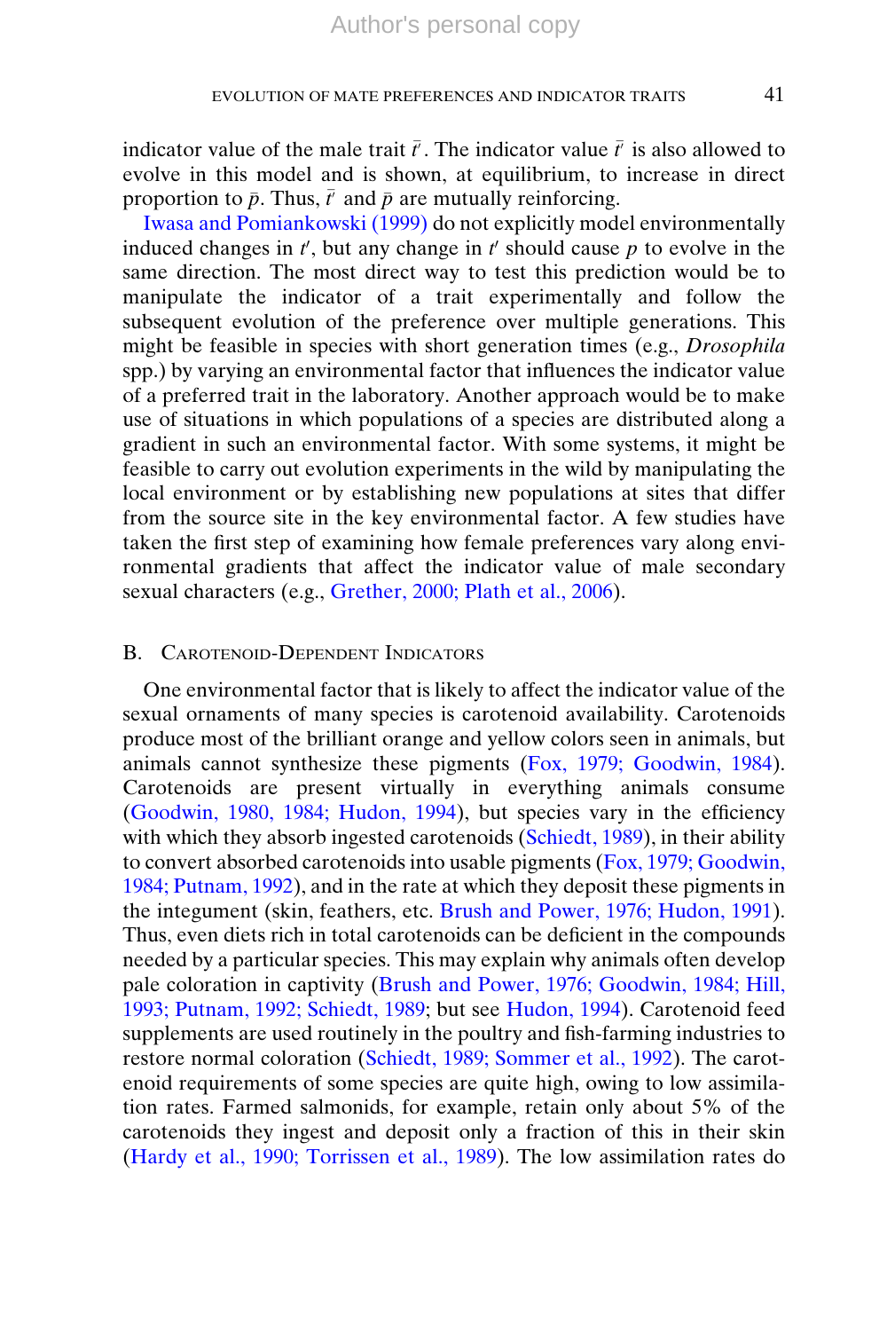indicator value of the male trait $\bar{t}'$. The indicator value $\bar{t}'$ is also allowed to evolve in this model and is shown, at equilibrium, to increase in direct proportion to $\bar{p}$. Thus, $\bar{t}'$ and $\bar{p}$ are mutually reinforcing.

Iwasa and Pomiankowski (1999) do not explicitly model environmentally induced changes in $t'$, but any change in $t'$ should cause $p$ to evolve in the same direction. The most direct way to test this prediction would be to manipulate the indicator of a trait experimentally and follow the subsequent evolution of the preference over multiple generations. This might be feasible in species with short generation times (e.g., *Drosophila* spp.) by varying an environmental factor that influences the indicator value of a preferred trait in the laboratory. Another approach would be to make use of situations in which populations of a species are distributed along a gradient in such an environmental factor. With some systems, it might be feasible to carry out evolution experiments in the wild by manipulating the local environment or by establishing new populations at sites that differ from the source site in the key environmental factor. A few studies have taken the first step of examining how female preferences vary along environmental gradients that affect the indicator value of male secondary sexual characters (e.g., Grether, 2000; Plath et al., 2006).

## B. Carotenoid-Dependent Indicators

One environmental factor that is likely to affect the indicator value of the sexual ornaments of many species is carotenoid availability. Carotenoids produce most of the brilliant orange and yellow colors seen in animals, but animals cannot synthesize these pigments (Fox, 1979; Goodwin, 1984). Carotenoids are present virtually in everything animals consume (Goodwin, 1980, 1984; Hudon, 1994), but species vary in the efficiency with which they absorb ingested carotenoids (Schiedt, 1989), in their ability to convert absorbed carotenoids into usable pigments (Fox, 1979; Goodwin, 1984; Putnam, 1992), and in the rate at which they deposit these pigments in the integument (skin, feathers, etc. Brush and Power, 1976; Hudon, 1991). Thus, even diets rich in total carotenoids can be deficient in the compounds needed by a particular species. This may explain why animals often develop pale coloration in captivity (Brush and Power, 1976; Goodwin, 1984; Hill, 1993; Putnam, 1992; Schiedt, 1989; but see Hudon, 1994). Carotenoid feed supplements are used routinely in the poultry and fish-farming industries to restore normal coloration (Schiedt, 1989; Sommer et al., 1992). The carotenoid requirements of some species are quite high, owing to low assimilation rates. Farmed salmonids, for example, retain only about 5% of the carotenoids they ingest and deposit only a fraction of this in their skin (Hardy et al., 1990; Torrissen et al., 1989). The low assimilation rates do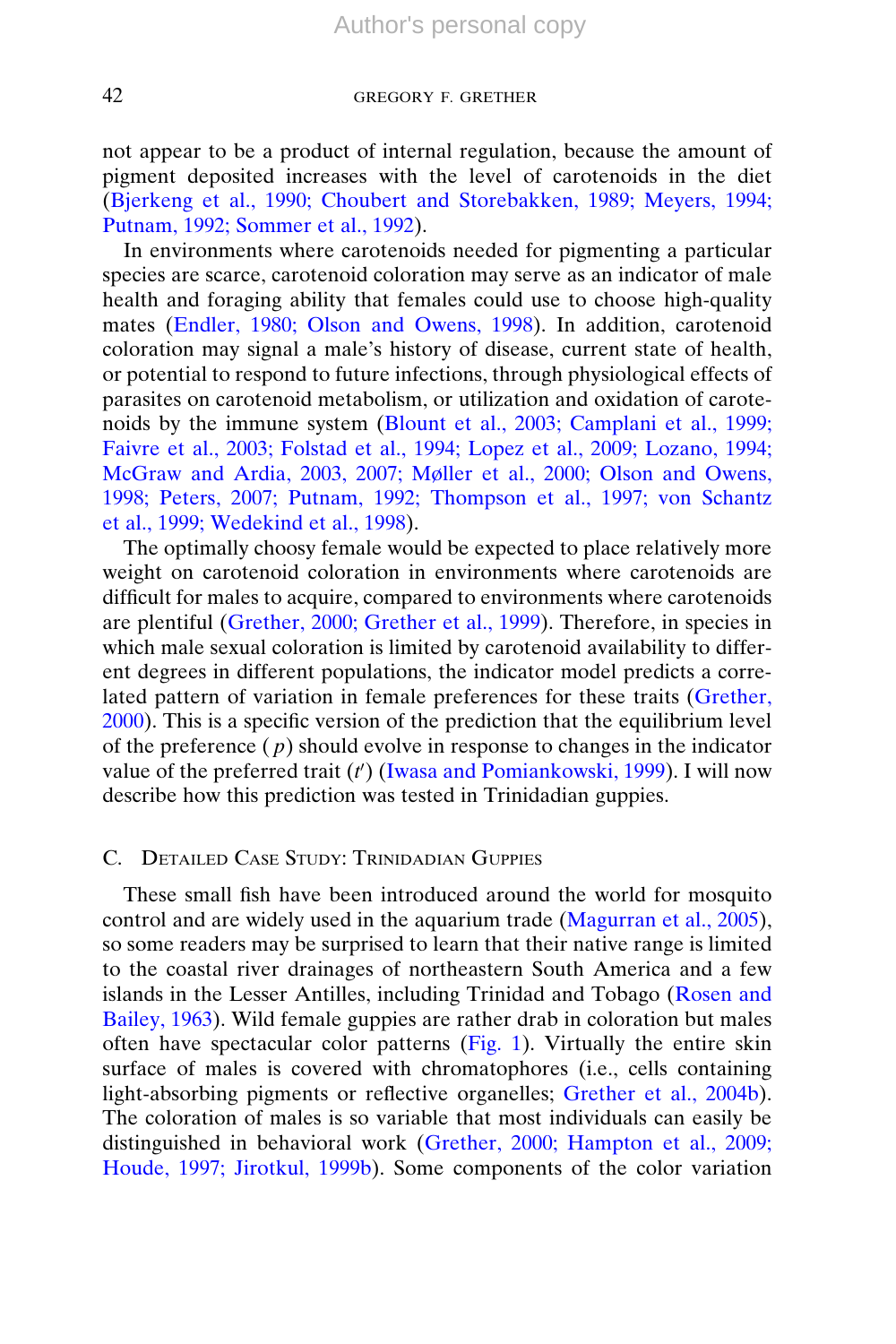not appear to be a product of internal regulation, because the amount of pigment deposited increases with the level of carotenoids in the diet (Bjerkeng et al., 1990; Choubert and Storebakken, 1989; Meyers, 1994; Putnam, 1992; Sommer et al., 1992).

In environments where carotenoids needed for pigmenting a particular species are scarce, carotenoid coloration may serve as an indicator of male health and foraging ability that females could use to choose high-quality mates (Endler, 1980; Olson and Owens, 1998). In addition, carotenoid coloration may signal a male's history of disease, current state of health, or potential to respond to future infections, through physiological effects of parasites on carotenoid metabolism, or utilization and oxidation of carotenoids by the immune system (Blount et al., 2003; Camplani et al., 1999; Faivre et al., 2003; Folstad et al., 1994; Lopez et al., 2009; Lozano, 1994; McGraw and Ardia, 2003, 2007; Møller et al., 2000; Olson and Owens, 1998; Peters, 2007; Putnam, 1992; Thompson et al., 1997; von Schantz et al., 1999; Wedekind et al., 1998).

The optimally choosy female would be expected to place relatively more weight on carotenoid coloration in environments where carotenoids are difficult for males to acquire, compared to environments where carotenoids are plentiful (Grether, 2000; Grether et al., 1999). Therefore, in species in which male sexual coloration is limited by carotenoid availability to different degrees in different populations, the indicator model predicts a correlated pattern of variation in female preferences for these traits (Grether, 2000). This is a specific version of the prediction that the equilibrium level of the preference ($p$) should evolve in response to changes in the indicator value of the preferred trait ($t'$) (Iwasa and Pomiankowski, 1999). I will now describe how this prediction was tested in Trinidadian guppies.

## C. Detailed Case Study: Trinidadian Guppies

These small fish have been introduced around the world for mosquito control and are widely used in the aquarium trade (Magurran et al., 2005), so some readers may be surprised to learn that their native range is limited to the coastal river drainages of northeastern South America and a few islands in the Lesser Antilles, including Trinidad and Tobago (Rosen and Bailey, 1963). Wild female guppies are rather drab in coloration but males often have spectacular color patterns (Fig. 1). Virtually the entire skin surface of males is covered with chromatophores (i.e., cells containing light-absorbing pigments or reflective organelles; Grether et al., 2004b). The coloration of males is so variable that most individuals can easily be distinguished in behavioral work (Grether, 2000; Hampton et al., 2009; Houde, 1997; Jirotkul, 1999b). Some components of the color variation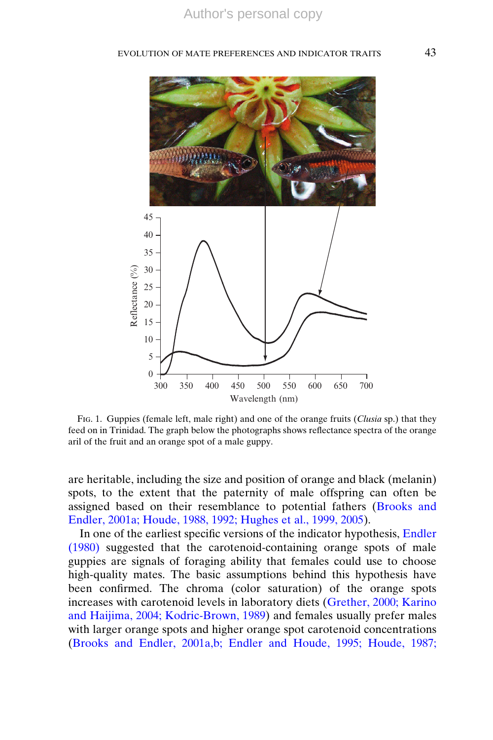45
40
35
30
25
20
15
10
5
0

Reflectance (%)

300 350 400 450 500 550 600 650 700

Wavelength (nm)

Fig. 1. Guppies (female left, male right) and one of the orange fruits (*Clusia* sp.) that they feed on in Trinidad. The graph below the photographs shows reflectance spectra of the orange aril of the fruit and an orange spot of a male guppy.

are heritable, including the size and position of orange and black (melanin) spots, to the extent that the paternity of male offspring can often be assigned based on their resemblance to potential fathers (Brooks and Endler, 2001a; Houde, 1988, 1992; Hughes et al., 1999, 2005).

In one of the earliest specific versions of the indicator hypothesis, Endler (1980) suggested that the carotenoid-containing orange spots of male guppies are signals of foraging ability that females could use to choose high-quality mates. The basic assumptions behind this hypothesis have been confirmed. The chroma (color saturation) of the orange spots increases with carotenoid levels in laboratory diets (Grether, 2000; Karino and Haijima, 2004; Kodric-Brown, 1989) and females usually prefer males with larger orange spots and higher orange spot carotenoid concentrations (Brooks and Endler, 2001a,b; Endler and Houde, 1995; Houde, 1987;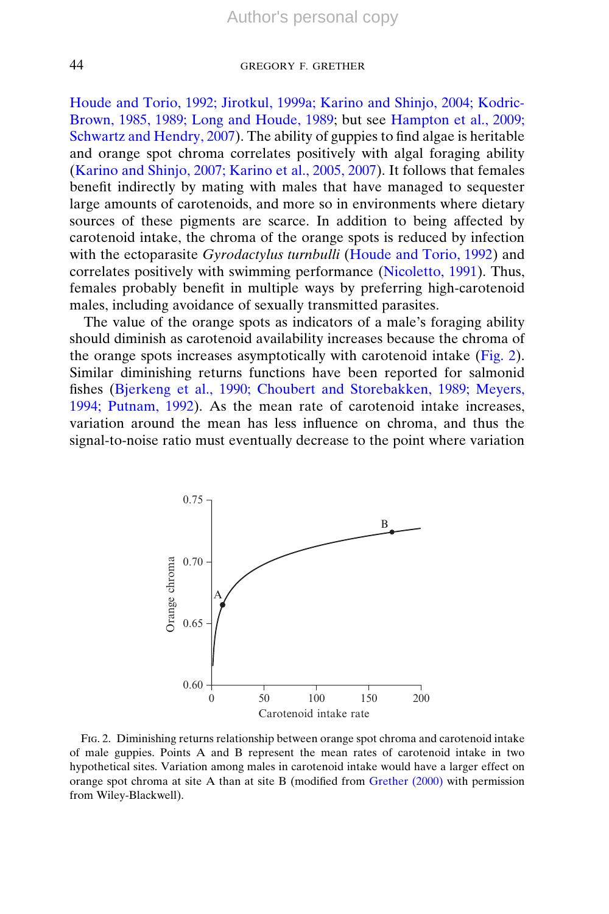Houde and Torio, 1992; Jirotkul, 1999a; Karino and Shinjo, 2004; Kodric-Brown, 1985, 1989; Long and Houde, 1989; but see Hampton et al., 2009; Schwartz and Hendry, 2007). The ability of guppies to find algae is heritable and orange spot chroma correlates positively with algal foraging ability (Karino and Shinjo, 2007; Karino et al., 2005, 2007). It follows that females benefit indirectly by mating with males that have managed to sequester large amounts of carotenoids, and more so in environments where dietary sources of these pigments are scarce. In addition to being affected by carotenoid intake, the chroma of the orange spots is reduced by infection with the ectoparasite *Gyrodactylus turnbulli* (Houde and Torio, 1992) and correlates positively with swimming performance (Nicoletto, 1991). Thus, females probably benefit in multiple ways by preferring high-carotenoid males, including avoidance of sexually transmitted parasites.

The value of the orange spots as indicators of a male's foraging ability should diminish as carotenoid availability increases because the chroma of the orange spots increases asymptotically with carotenoid intake (Fig. 2). Similar diminishing returns functions have been reported for salmonid fishes (Bjerkeng et al., 1990; Choubert and Storebakken, 1989; Meyers, 1994; Putnam, 1992). As the mean rate of carotenoid intake increases, variation around the mean has less influence on chroma, and thus the signal-to-noise ratio must eventually decrease to the point where variation

Orange chroma
0.75
0.70
0.65
0.60
A
B
0
50
100
150
200
Carotenoid intake rate

Fig. 2. Diminishing returns relationship between orange spot chroma and carotenoid intake of male guppies. Points A and B represent the mean rates of carotenoid intake in two hypothetical sites. Variation among males in carotenoid intake would have a larger effect on orange spot chroma at site A than at site B (modified from Grether (2000) with permission from Wiley-Blackwell).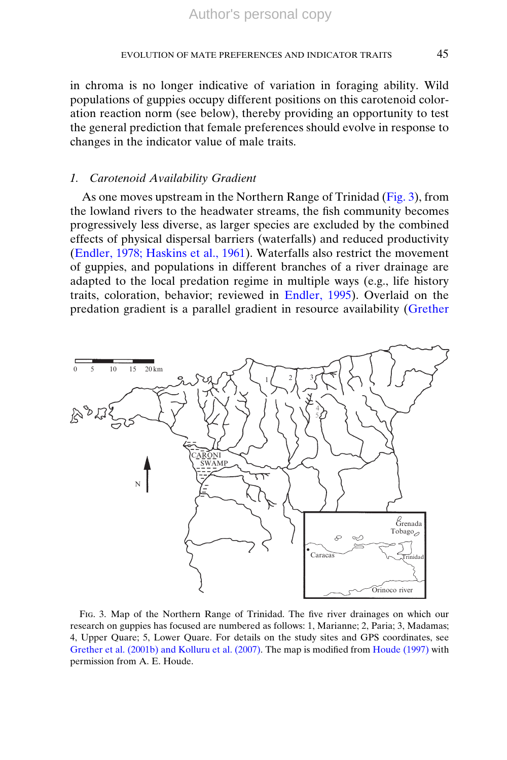in chroma is no longer indicative of variation in foraging ability. Wild populations of guppies occupy different positions on this carotenoid coloration reaction norm (see below), thereby providing an opportunity to test the general prediction that female preferences should evolve in response to changes in the indicator value of male traits.

### 1. *Carotenoid Availability Gradient*

As one moves upstream in the Northern Range of Trinidad (Fig. 3), from the lowland rivers to the headwater streams, the fish community becomes progressively less diverse, as larger species are excluded by the combined effects of physical dispersal barriers (waterfalls) and reduced productivity (Endler, 1978; Haskins et al., 1961). Waterfalls also restrict the movement of guppies, and populations in different branches of a river drainage are adapted to the local predation regime in multiple ways (e.g., life history traits, coloration, behavior; reviewed in Endler, 1995). Overlaid on the predation gradient is a parallel gradient in resource availability (Grether

0 5 10 15 20 km

N

CARONI SWAMP

1 2 3 4 5

Grenada
Tobago
Caracas
Trinidad
Orinoco river

Fig. 3. Map of the Northern Range of Trinidad. The five river drainages on which our research on guppies has focused are numbered as follows: 1, Marianne; 2, Paria; 3, Madamas; 4, Upper Quare; 5, Lower Quare. For details on the study sites and GPS coordinates, see Grether et al. (2001b) and Kolluru et al. (2007). The map is modified from Houde (1997) with permission from A. E. Houde.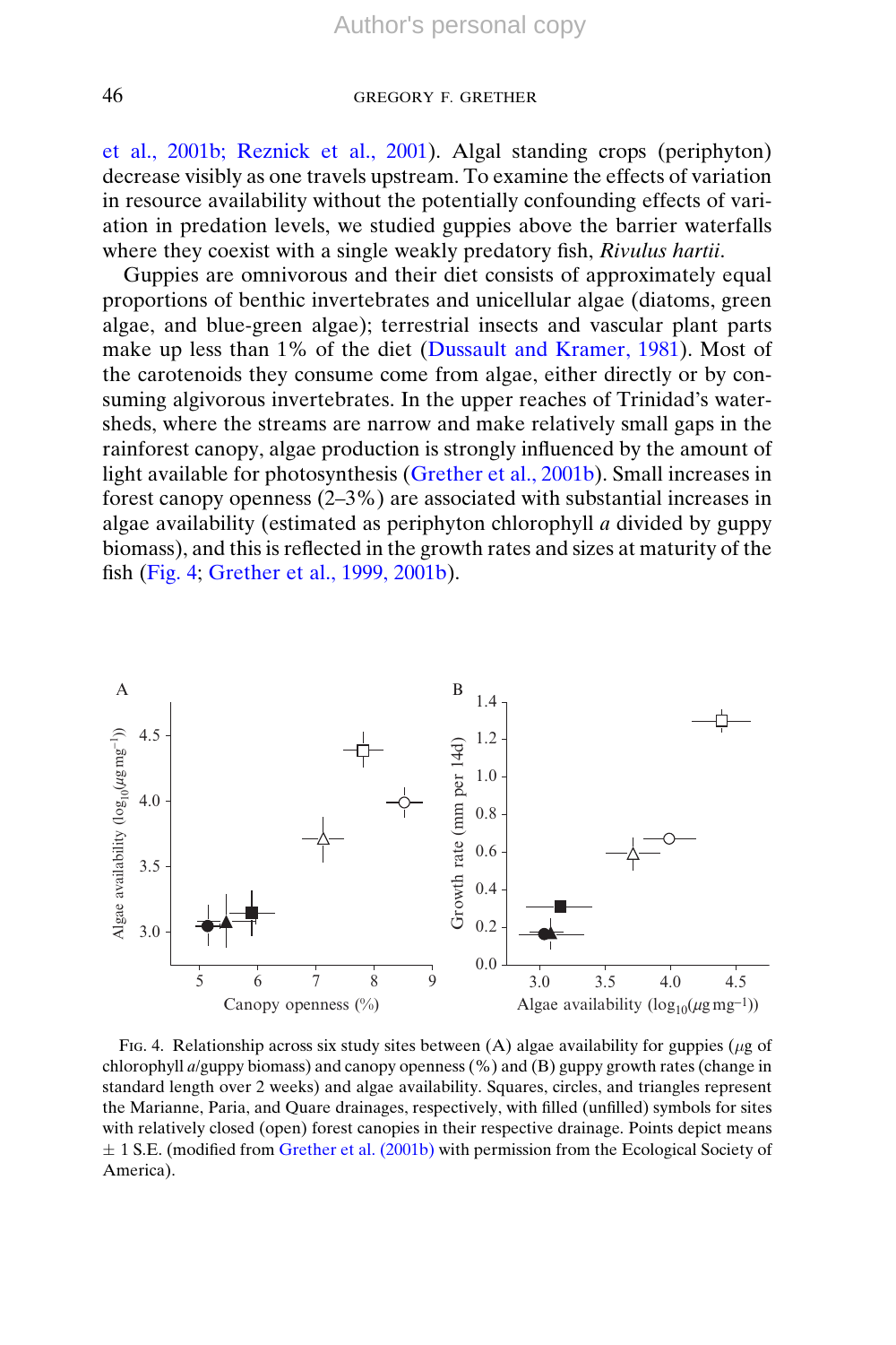et al., 2001b; Reznick et al., 2001). Algal standing crops (periphyton) decrease visibly as one travels upstream. To examine the effects of variation in resource availability without the potentially confounding effects of variation in predation levels, we studied guppies above the barrier waterfalls where they coexist with a single weakly predatory fish, *Rivulus hartii*.

Guppies are omnivorous and their diet consists of approximately equal proportions of benthic invertebrates and unicellular algae (diatoms, green algae, and blue-green algae); terrestrial insects and vascular plant parts make up less than 1% of the diet (Dussault and Kramer, 1981). Most of the carotenoids they consume come from algae, either directly or by consuming algivorous invertebrates. In the upper reaches of Trinidad's watersheds, where the streams are narrow and make relatively small gaps in the rainforest canopy, algae production is strongly influenced by the amount of light available for photosynthesis (Grether et al., 2001b). Small increases in forest canopy openness (2–3%) are associated with substantial increases in algae availability (estimated as periphyton chlorophyll *a* divided by guppy biomass), and this is reflected in the growth rates and sizes at maturity of the fish (Fig. 4; Grether et al., 1999, 2001b).

A

Algae availability ($\log_{10}(\mu g\ mg^{-1})$)

4.5
4.0
3.5
3.0

5 6 7 8 9

Canopy openness (%)

B

Growth rate (mm per 14d)

1.4
1.2
1.0
0.8
0.6
0.4
0.2
0.0

3.0 3.5 4.0 4.5

Algae availability ($\log_{10}(\mu g\ mg^{-1})$)

Fig. 4. Relationship across six study sites between (A) algae availability for guppies ($\mu$g of chlorophyll *a*/guppy biomass) and canopy openness (%) and (B) guppy growth rates (change in standard length over 2 weeks) and algae availability. Squares, circles, and triangles represent the Marianne, Paria, and Quare drainages, respectively, with filled (unfilled) symbols for sites with relatively closed (open) forest canopies in their respective drainage. Points depict means ± 1 S.E. (modified from Grether et al. (2001b) with permission from the Ecological Society of America).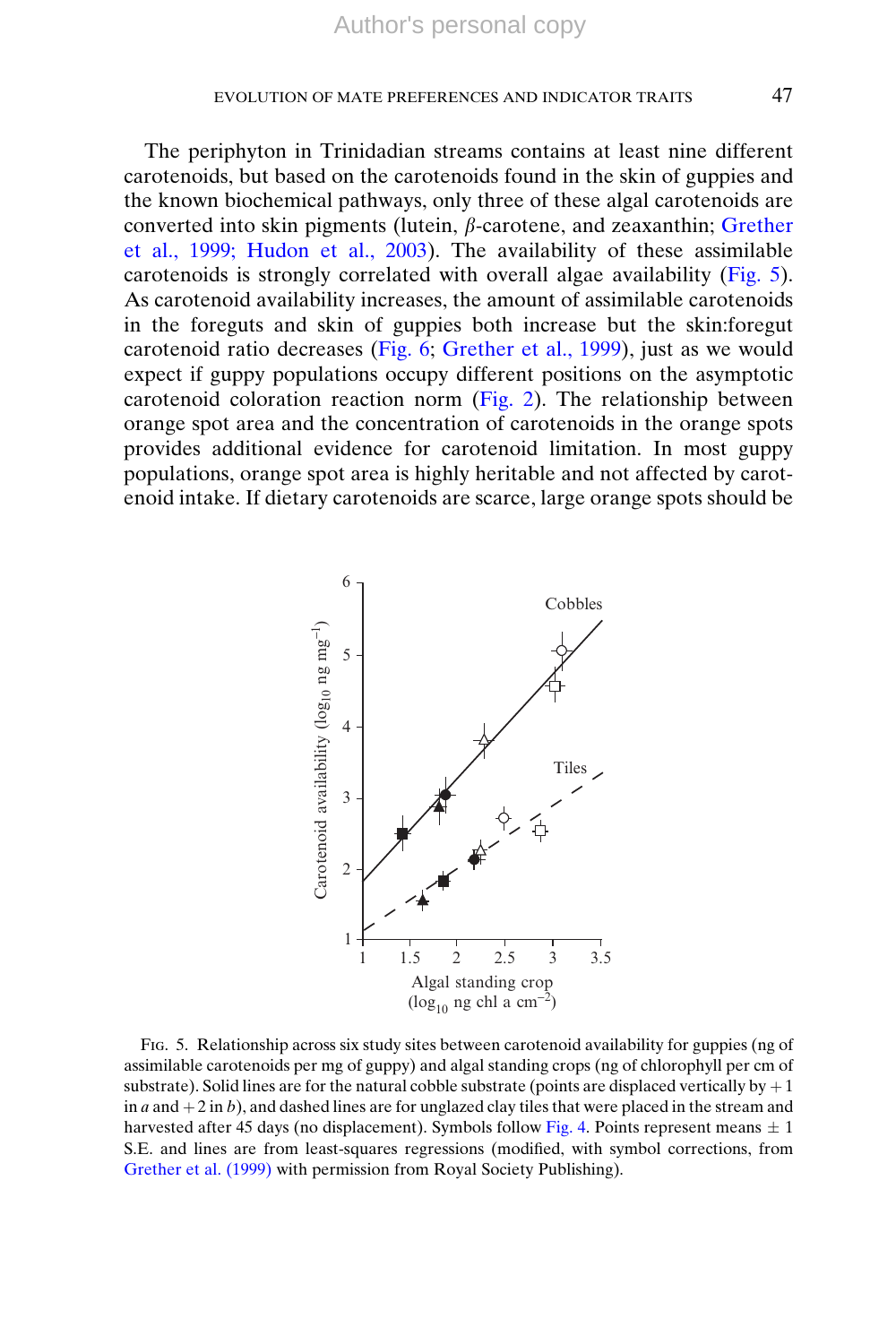The periphyton in Trinidadian streams contains at least nine different carotenoids, but based on the carotenoids found in the skin of guppies and the known biochemical pathways, only three of these algal carotenoids are converted into skin pigments (lutein, β-carotene, and zeaxanthin; Grether et al., 1999; Hudon et al., 2003). The availability of these assimilable carotenoids is strongly correlated with overall algae availability (Fig. 5). As carotenoid availability increases, the amount of assimilable carotenoids in the foreguts and skin of guppies both increase but the skin:foregut carotenoid ratio decreases (Fig. 6; Grether et al., 1999), just as we would expect if guppy populations occupy different positions on the asymptotic carotenoid coloration reaction norm (Fig. 2). The relationship between orange spot area and the concentration of carotenoids in the orange spots provides additional evidence for carotenoid limitation. In most guppy populations, orange spot area is highly heritable and not affected by carotenoid intake. If dietary carotenoids are scarce, large orange spots should be

Carotenoid availability ($\log_{10}$ ng mg$^{-1}$)

6
5
4
3
2
1

Cobbles

Tiles

1
1.5
2
2.5
3
3.5

Algal standing crop
($\log_{10}$ ng chl a cm$^{-2}$)

Fig. 5. Relationship across six study sites between carotenoid availability for guppies (ng of assimilable carotenoids per mg of guppy) and algal standing crops (ng of chlorophyll per cm of substrate). Solid lines are for the natural cobble substrate (points are displaced vertically by +1 in *a* and +2 in *b*), and dashed lines are for unglazed clay tiles that were placed in the stream and harvested after 45 days (no displacement). Symbols follow Fig. 4. Points represent means ± 1 S.E. and lines are from least-squares regressions (modified, with symbol corrections, from Grether et al. (1999) with permission from Royal Society Publishing).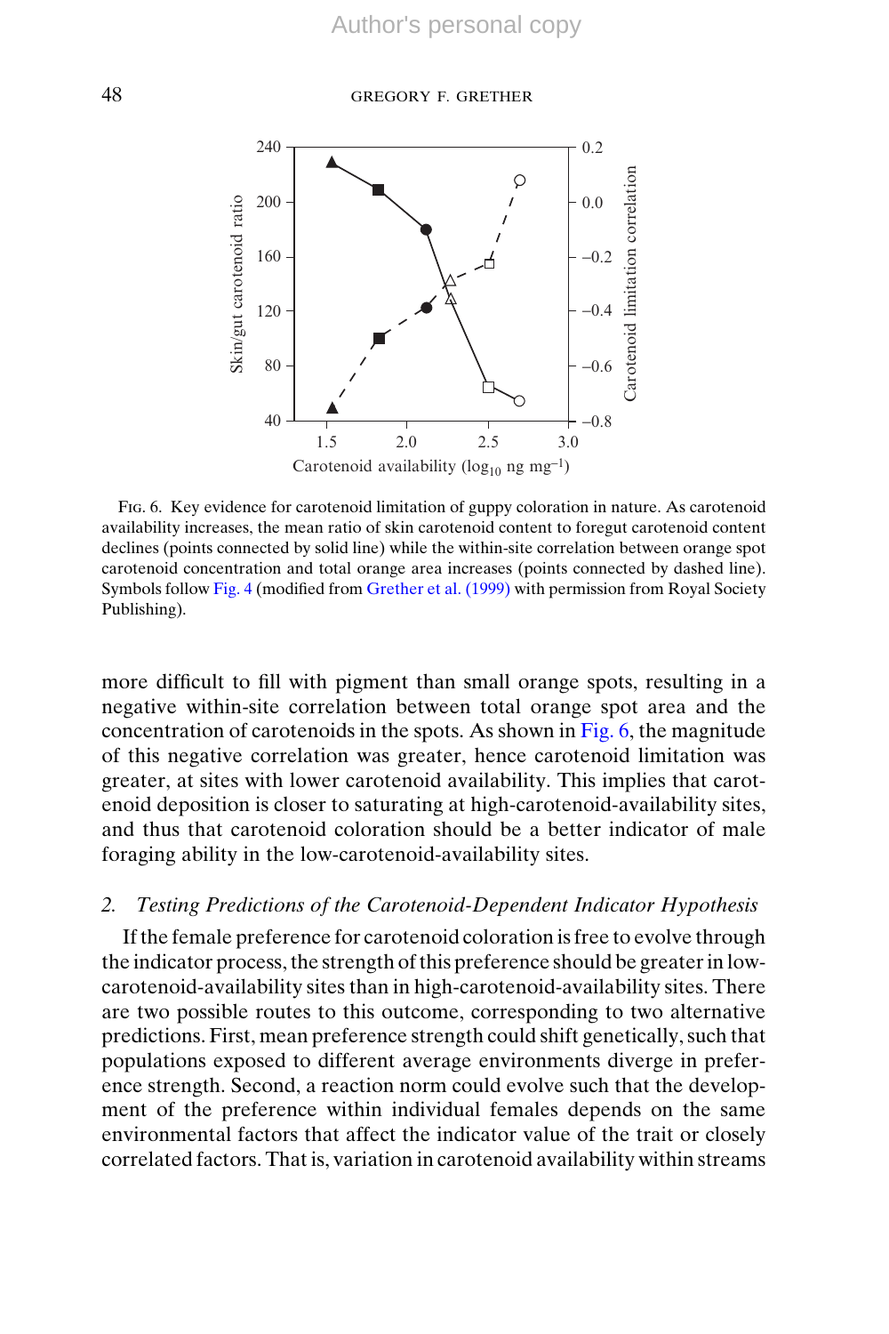Author's personal copy

240
200
160
120
80
40
Skin/gut carotenoid ratio
0.2
0.0
−0.2
−0.4
−0.6
−0.8
Carotenoid limitation correlation
1.5
2.0
2.5
3.0
Carotenoid availability ($\log_{10}$ ng mg$^{-1}$)

Fig. 6. Key evidence for carotenoid limitation of guppy coloration in nature. As carotenoid availability increases, the mean ratio of skin carotenoid content to foregut carotenoid content declines (points connected by solid line) while the within-site correlation between orange spot carotenoid concentration and total orange area increases (points connected by dashed line). Symbols follow Fig. 4 (modified from Grether et al. (1999) with permission from Royal Society Publishing).

more difficult to fill with pigment than small orange spots, resulting in a negative within-site correlation between total orange spot area and the concentration of carotenoids in the spots. As shown in Fig. 6, the magnitude of this negative correlation was greater, hence carotenoid limitation was greater, at sites with lower carotenoid availability. This implies that carotenoid deposition is closer to saturating at high-carotenoid-availability sites, and thus that carotenoid coloration should be a better indicator of male foraging ability in the low-carotenoid-availability sites.

### 2. *Testing Predictions of the Carotenoid-Dependent Indicator Hypothesis*

If the female preference for carotenoid coloration is free to evolve through the indicator process, the strength of this preference should be greater in low-carotenoid-availability sites than in high-carotenoid-availability sites. There are two possible routes to this outcome, corresponding to two alternative predictions. First, mean preference strength could shift genetically, such that populations exposed to different average environments diverge in preference strength. Second, a reaction norm could evolve such that the development of the preference within individual females depends on the same environmental factors that affect the indicator value of the trait or closely correlated factors. That is, variation in carotenoid availability within streams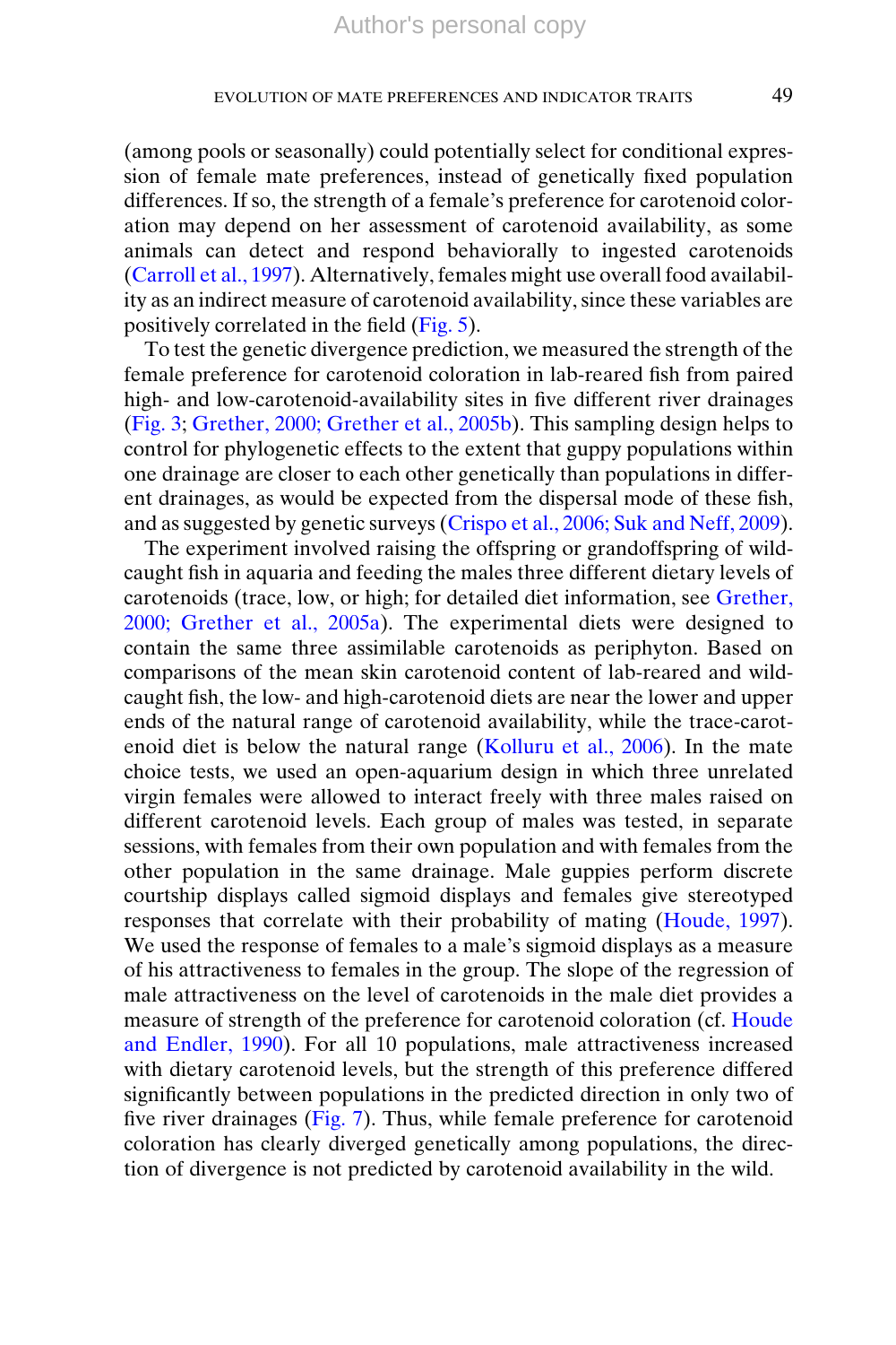(among pools or seasonally) could potentially select for conditional expression of female mate preferences, instead of genetically fixed population differences. If so, the strength of a female's preference for carotenoid coloration may depend on her assessment of carotenoid availability, as some animals can detect and respond behaviorally to ingested carotenoids (Carroll et al., 1997). Alternatively, females might use overall food availability as an indirect measure of carotenoid availability, since these variables are positively correlated in the field (Fig. 5).

To test the genetic divergence prediction, we measured the strength of the female preference for carotenoid coloration in lab-reared fish from paired high- and low-carotenoid-availability sites in five different river drainages (Fig. 3; Grether, 2000; Grether et al., 2005b). This sampling design helps to control for phylogenetic effects to the extent that guppy populations within one drainage are closer to each other genetically than populations in different drainages, as would be expected from the dispersal mode of these fish, and as suggested by genetic surveys (Crispo et al., 2006; Suk and Neff, 2009).

The experiment involved raising the offspring or grandoffspring of wild-caught fish in aquaria and feeding the males three different dietary levels of carotenoids (trace, low, or high; for detailed diet information, see Grether, 2000; Grether et al., 2005a). The experimental diets were designed to contain the same three assimilable carotenoids as periphyton. Based on comparisons of the mean skin carotenoid content of lab-reared and wild-caught fish, the low- and high-carotenoid diets are near the lower and upper ends of the natural range of carotenoid availability, while the trace-carotenoid diet is below the natural range (Kolluru et al., 2006). In the mate choice tests, we used an open-aquarium design in which three unrelated virgin females were allowed to interact freely with three males raised on different carotenoid levels. Each group of males was tested, in separate sessions, with females from their own population and with females from the other population in the same drainage. Male guppies perform discrete courtship displays called sigmoid displays and females give stereotyped responses that correlate with their probability of mating (Houde, 1997). We used the response of females to a male's sigmoid displays as a measure of his attractiveness to females in the group. The slope of the regression of male attractiveness on the level of carotenoids in the male diet provides a measure of strength of the preference for carotenoid coloration (cf. Houde and Endler, 1990). For all 10 populations, male attractiveness increased with dietary carotenoid levels, but the strength of this preference differed significantly between populations in the predicted direction in only two of five river drainages (Fig. 7). Thus, while female preference for carotenoid coloration has clearly diverged genetically among populations, the direction of divergence is not predicted by carotenoid availability in the wild.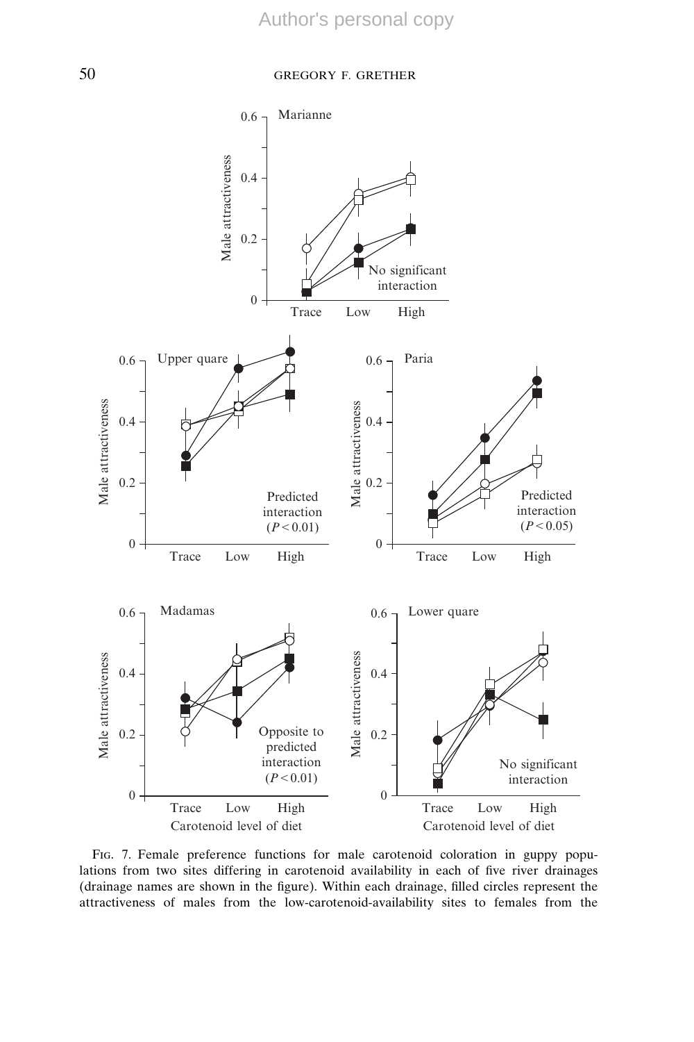Author's personal copy

Marianne

0.6

0.4

0.2

0

Male attractiveness

No significant interaction

Trace Low High

Upper quare

0.6

0.4

0.2

0

Male attractiveness

Predicted interaction ($P < 0.01$)

Trace Low High

Paria

0.6

0.4

0.2

0

Male attractiveness

Predicted interaction ($P < 0.05$)

Trace Low High

Madamas

0.6

0.4

0.2

0

Male attractiveness

Opposite to predicted interaction ($P < 0.01$)

Trace Low High

Carotenoid level of diet

Lower quare

0.6

0.4

0.2

0

Male attractiveness

No significant interaction

Trace Low High

Carotenoid level of diet

FIG. 7. Female preference functions for male carotenoid coloration in guppy populations from two sites differing in carotenoid availability in each of five river drainages (drainage names are shown in the figure). Within each drainage, filled circles represent the attractiveness of males from the low-carotenoid-availability sites to females from the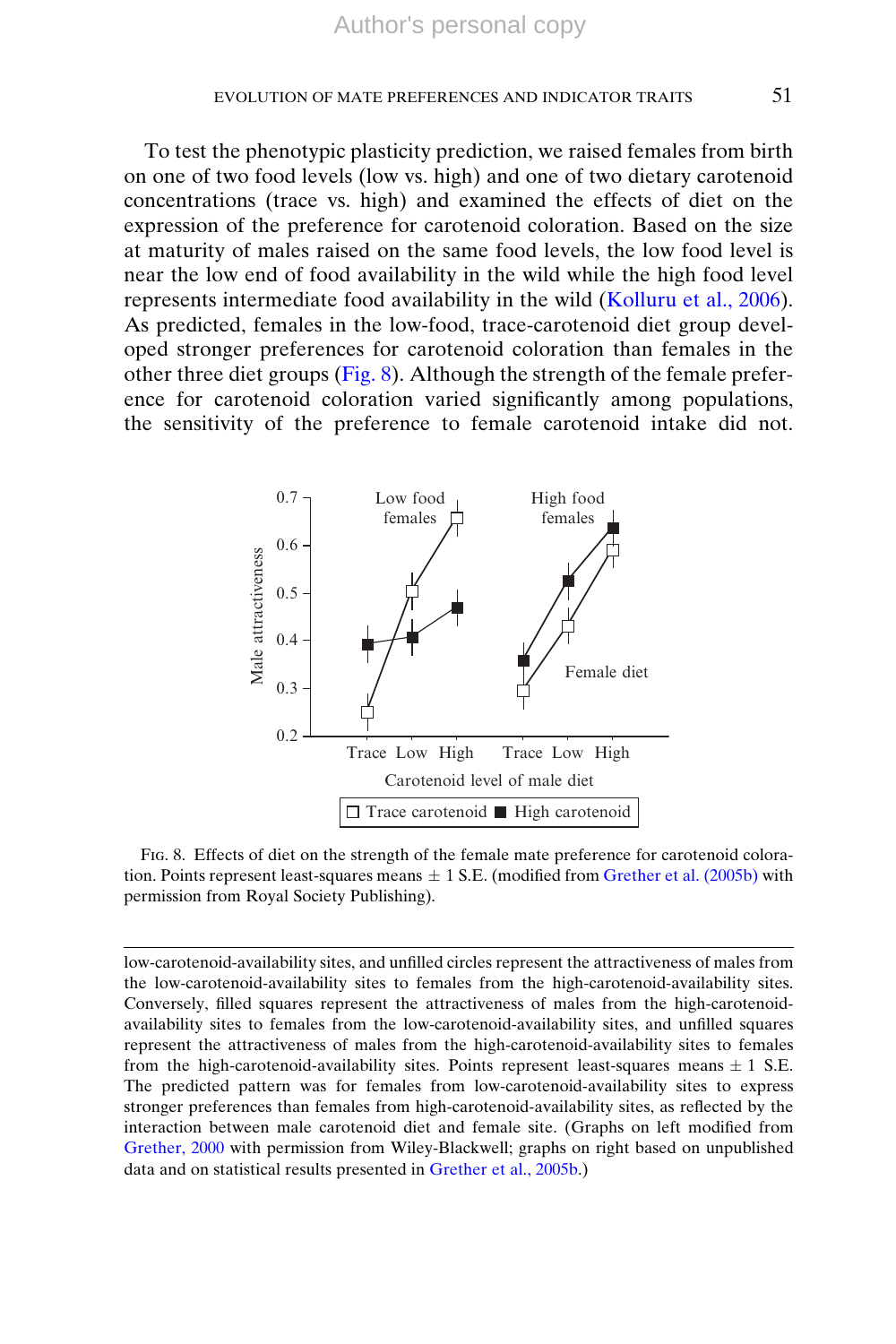To test the phenotypic plasticity prediction, we raised females from birth on one of two food levels (low vs. high) and one of two dietary carotenoid concentrations (trace vs. high) and examined the effects of diet on the expression of the preference for carotenoid coloration. Based on the size at maturity of males raised on the same food levels, the low food level is near the low end of food availability in the wild while the high food level represents intermediate food availability in the wild (Kolluru et al., 2006). As predicted, females in the low-food, trace-carotenoid diet group developed stronger preferences for carotenoid coloration than females in the other three diet groups (Fig. 8). Although the strength of the female preference for carotenoid coloration varied significantly among populations, the sensitivity of the preference to female carotenoid intake did not.

Male attractiveness

0.7

0.6

0.5

0.4

0.3

0.2

Low food females

High food females

Female diet

Trace Low High Trace Low High

Carotenoid level of male diet

□ Trace carotenoid ■ High carotenoid

Fig. 8. Effects of diet on the strength of the female mate preference for carotenoid coloration. Points represent least-squares means ± 1 S.E. (modified from Grether et al. (2005b) with permission from Royal Society Publishing).

---

low-carotenoid-availability sites, and unfilled circles represent the attractiveness of males from the low-carotenoid-availability sites to females from the high-carotenoid-availability sites. Conversely, filled squares represent the attractiveness of males from the high-carotenoid-availability sites to females from the low-carotenoid-availability sites, and unfilled squares represent the attractiveness of males from the high-carotenoid-availability sites to females from the high-carotenoid-availability sites. Points represent least-squares means ± 1 S.E. The predicted pattern was for females from low-carotenoid-availability sites to express stronger preferences than females from high-carotenoid-availability sites, as reflected by the interaction between male carotenoid diet and female site. (Graphs on left modified from Grether, 2000 with permission from Wiley-Blackwell; graphs on right based on unpublished data and on statistical results presented in Grether et al., 2005b.)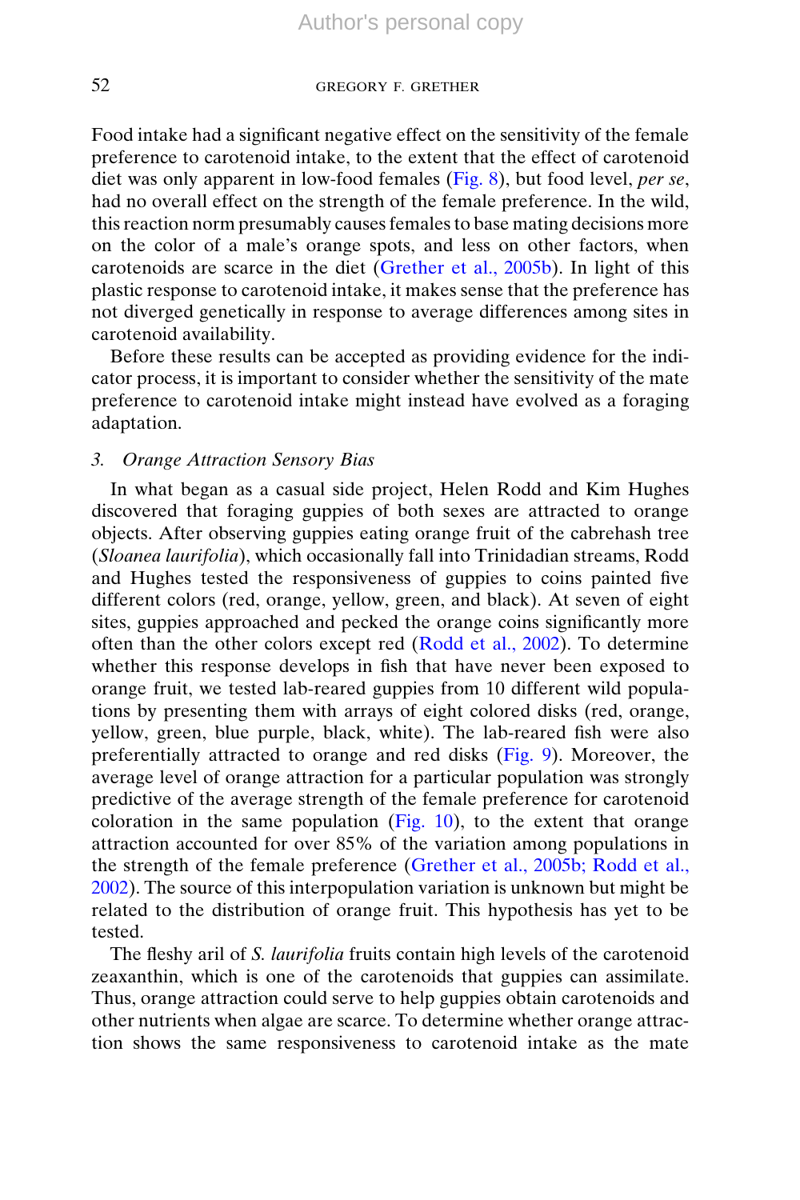Food intake had a significant negative effect on the sensitivity of the female preference to carotenoid intake, to the extent that the effect of carotenoid diet was only apparent in low-food females (Fig. 8), but food level, *per se*, had no overall effect on the strength of the female preference. In the wild, this reaction norm presumably causes females to base mating decisions more on the color of a male's orange spots, and less on other factors, when carotenoids are scarce in the diet (Grether et al., 2005b). In light of this plastic response to carotenoid intake, it makes sense that the preference has not diverged genetically in response to average differences among sites in carotenoid availability.

Before these results can be accepted as providing evidence for the indicator process, it is important to consider whether the sensitivity of the mate preference to carotenoid intake might instead have evolved as a foraging adaptation.

### 3. *Orange Attraction Sensory Bias*

In what began as a casual side project, Helen Rodd and Kim Hughes discovered that foraging guppies of both sexes are attracted to orange objects. After observing guppies eating orange fruit of the cabrehash tree (*Sloanea laurifolia*), which occasionally fall into Trinidadian streams, Rodd and Hughes tested the responsiveness of guppies to coins painted five different colors (red, orange, yellow, green, and black). At seven of eight sites, guppies approached and pecked the orange coins significantly more often than the other colors except red (Rodd et al., 2002). To determine whether this response develops in fish that have never been exposed to orange fruit, we tested lab-reared guppies from 10 different wild populations by presenting them with arrays of eight colored disks (red, orange, yellow, green, blue purple, black, white). The lab-reared fish were also preferentially attracted to orange and red disks (Fig. 9). Moreover, the average level of orange attraction for a particular population was strongly predictive of the average strength of the female preference for carotenoid coloration in the same population (Fig. 10), to the extent that orange attraction accounted for over 85% of the variation among populations in the strength of the female preference (Grether et al., 2005b; Rodd et al., 2002). The source of this interpopulation variation is unknown but might be related to the distribution of orange fruit. This hypothesis has yet to be tested.

The fleshy aril of *S. laurifolia* fruits contain high levels of the carotenoid zeaxanthin, which is one of the carotenoids that guppies can assimilate. Thus, orange attraction could serve to help guppies obtain carotenoids and other nutrients when algae are scarce. To determine whether orange attraction shows the same responsiveness to carotenoid intake as the mate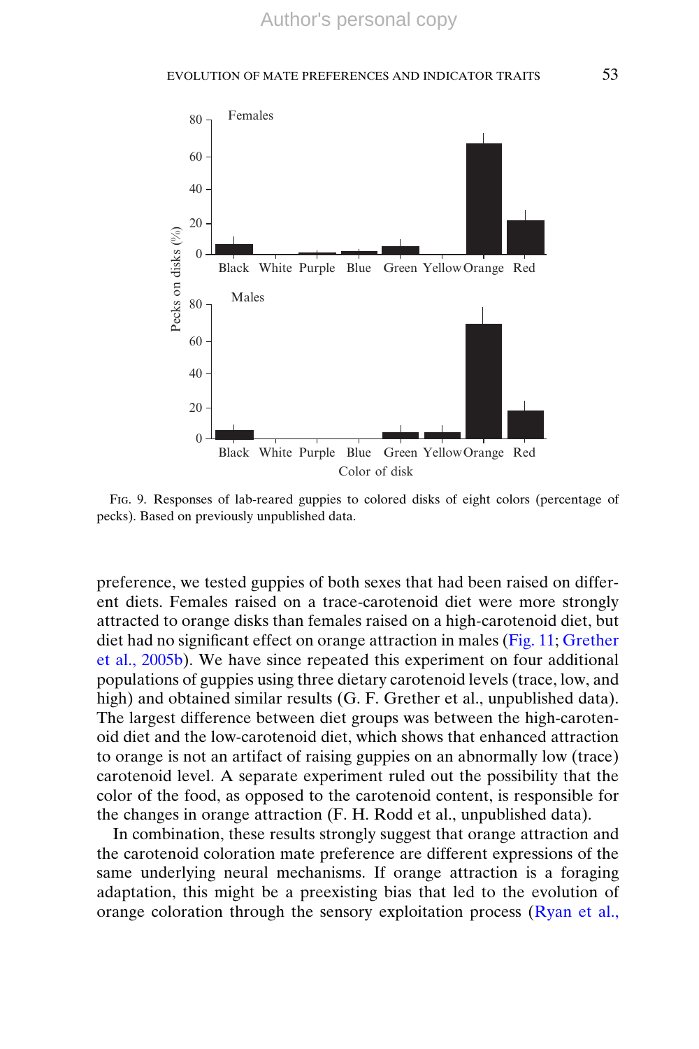Fig. 9. Responses of lab-reared guppies to colored disks of eight colors (percentage of pecks). Based on previously unpublished data.

preference, we tested guppies of both sexes that had been raised on different diets. Females raised on a trace-carotenoid diet were more strongly attracted to orange disks than females raised on a high-carotenoid diet, but diet had no significant effect on orange attraction in males (Fig. 11; Grether et al., 2005b). We have since repeated this experiment on four additional populations of guppies using three dietary carotenoid levels (trace, low, and high) and obtained similar results (G. F. Grether et al., unpublished data). The largest difference between diet groups was between the high-carotenoid diet and the low-carotenoid diet, which shows that enhanced attraction to orange is not an artifact of raising guppies on an abnormally low (trace) carotenoid level. A separate experiment ruled out the possibility that the color of the food, as opposed to the carotenoid content, is responsible for the changes in orange attraction (F. H. Rodd et al., unpublished data).

In combination, these results strongly suggest that orange attraction and the carotenoid coloration mate preference are different expressions of the same underlying neural mechanisms. If orange attraction is a foraging adaptation, this might be a preexisting bias that led to the evolution of orange coloration through the sensory exploitation process (Ryan et al.,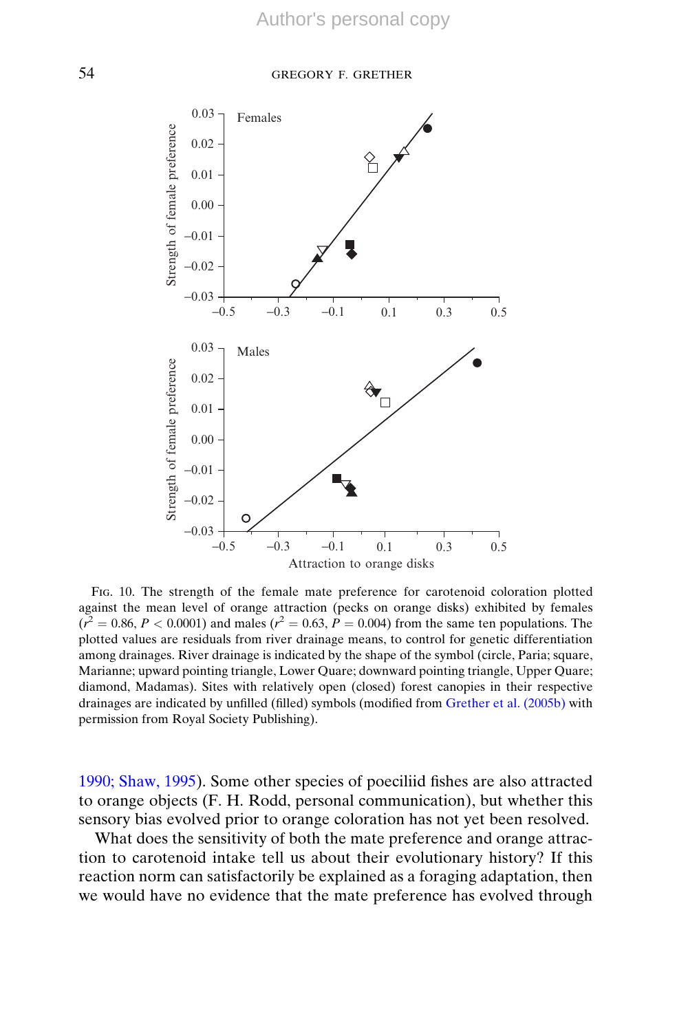FIG. 10. The strength of the female mate preference for carotenoid coloration plotted against the mean level of orange attraction (pecks on orange disks) exhibited by females ($r^2 = 0.86$, $P < 0.0001$) and males ($r^2 = 0.63$, $P = 0.004$) from the same ten populations. The plotted values are residuals from river drainage means, to control for genetic differentiation among drainages. River drainage is indicated by the shape of the symbol (circle, Paria; square, Marianne; upward pointing triangle, Lower Quare; downward pointing triangle, Upper Quare; diamond, Madamas). Sites with relatively open (closed) forest canopies in their respective drainages are indicated by unfilled (filled) symbols (modified from Grether et al. (2005b) with permission from Royal Society Publishing).

1990; Shaw, 1995). Some other species of poeciliid fishes are also attracted to orange objects (F. H. Rodd, personal communication), but whether this sensory bias evolved prior to orange coloration has not yet been resolved.

What does the sensitivity of both the mate preference and orange attraction to carotenoid intake tell us about their evolutionary history? If this reaction norm can satisfactorily be explained as a foraging adaptation, then we would have no evidence that the mate preference has evolved through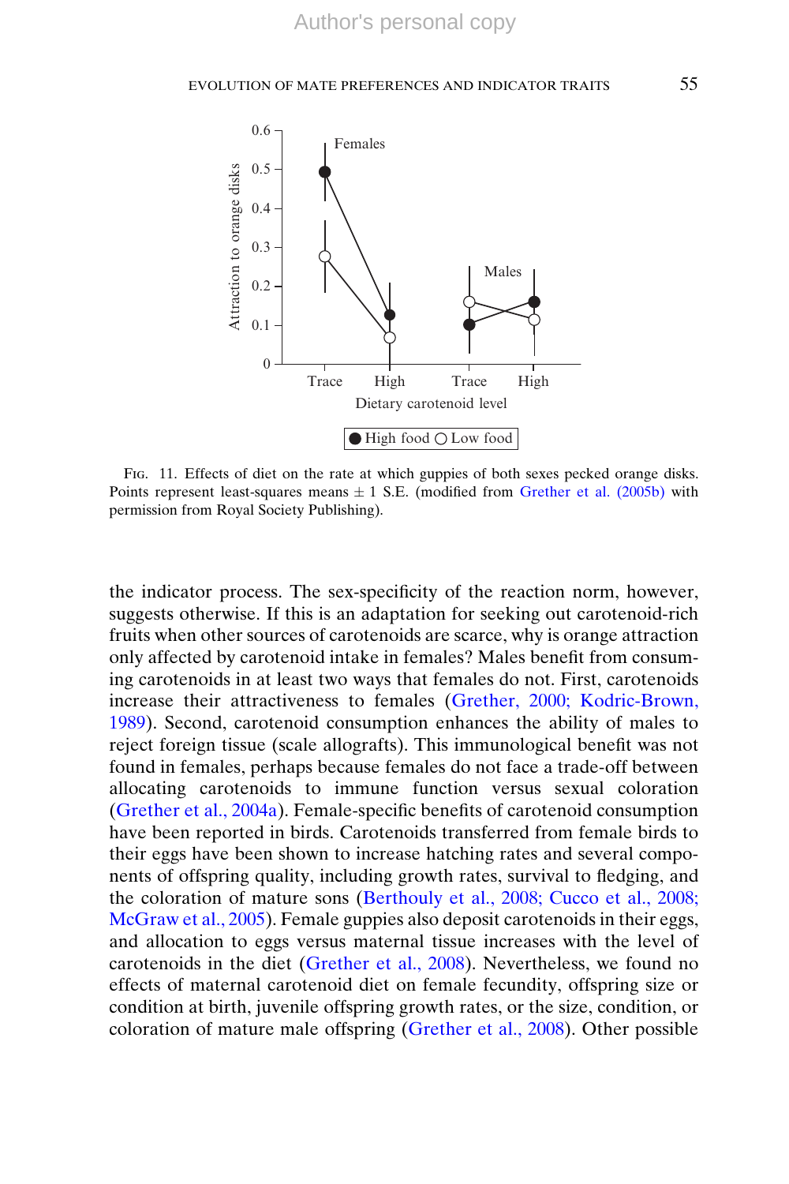Females

Males

0.6
0.5
0.4
0.3
0.2
0.1
0

Attraction to orange disks

Trace
High
Trace
High

Dietary carotenoid level

● High food ○ Low food

Fig. 11. Effects of diet on the rate at which guppies of both sexes pecked orange disks. Points represent least-squares means ± 1 S.E. (modified from Grether et al. (2005b) with permission from Royal Society Publishing).

the indicator process. The sex-specificity of the reaction norm, however, suggests otherwise. If this is an adaptation for seeking out carotenoid-rich fruits when other sources of carotenoids are scarce, why is orange attraction only affected by carotenoid intake in females? Males benefit from consuming carotenoids in at least two ways that females do not. First, carotenoids increase their attractiveness to females (Grether, 2000; Kodric-Brown, 1989). Second, carotenoid consumption enhances the ability of males to reject foreign tissue (scale allografts). This immunological benefit was not found in females, perhaps because females do not face a trade-off between allocating carotenoids to immune function versus sexual coloration (Grether et al., 2004a). Female-specific benefits of carotenoid consumption have been reported in birds. Carotenoids transferred from female birds to their eggs have been shown to increase hatching rates and several components of offspring quality, including growth rates, survival to fledging, and the coloration of mature sons (Berthouly et al., 2008; Cucco et al., 2008; McGraw et al., 2005). Female guppies also deposit carotenoids in their eggs, and allocation to eggs versus maternal tissue increases with the level of carotenoids in the diet (Grether et al., 2008). Nevertheless, we found no effects of maternal carotenoid diet on female fecundity, offspring size or condition at birth, juvenile offspring growth rates, or the size, condition, or coloration of mature male offspring (Grether et al., 2008). Other possible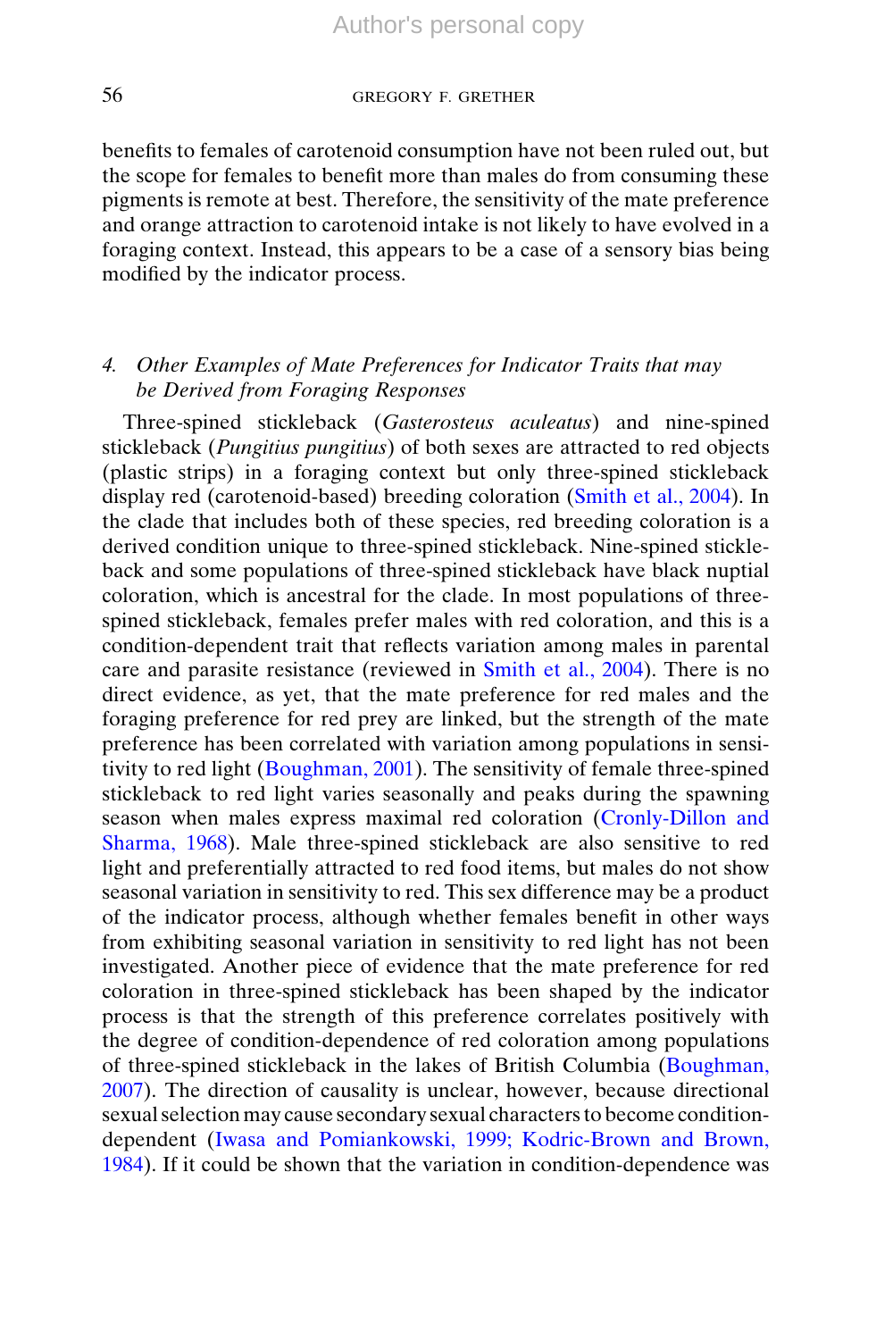benefits to females of carotenoid consumption have not been ruled out, but the scope for females to benefit more than males do from consuming these pigments is remote at best. Therefore, the sensitivity of the mate preference and orange attraction to carotenoid intake is not likely to have evolved in a foraging context. Instead, this appears to be a case of a sensory bias being modified by the indicator process.

### 4. *Other Examples of Mate Preferences for Indicator Traits that may be Derived from Foraging Responses*

Three-spined stickleback (*Gasterosteus aculeatus*) and nine-spined stickleback (*Pungitius pungitius*) of both sexes are attracted to red objects (plastic strips) in a foraging context but only three-spined stickleback display red (carotenoid-based) breeding coloration (Smith et al., 2004). In the clade that includes both of these species, red breeding coloration is a derived condition unique to three-spined stickleback. Nine-spined stickleback and some populations of three-spined stickleback have black nuptial coloration, which is ancestral for the clade. In most populations of three-spined stickleback, females prefer males with red coloration, and this is a condition-dependent trait that reflects variation among males in parental care and parasite resistance (reviewed in Smith et al., 2004). There is no direct evidence, as yet, that the mate preference for red males and the foraging preference for red prey are linked, but the strength of the mate preference has been correlated with variation among populations in sensitivity to red light (Boughman, 2001). The sensitivity of female three-spined stickleback to red light varies seasonally and peaks during the spawning season when males express maximal red coloration (Cronly-Dillon and Sharma, 1968). Male three-spined stickleback are also sensitive to red light and preferentially attracted to red food items, but males do not show seasonal variation in sensitivity to red. This sex difference may be a product of the indicator process, although whether females benefit in other ways from exhibiting seasonal variation in sensitivity to red light has not been investigated. Another piece of evidence that the mate preference for red coloration in three-spined stickleback has been shaped by the indicator process is that the strength of this preference correlates positively with the degree of condition-dependence of red coloration among populations of three-spined stickleback in the lakes of British Columbia (Boughman, 2007). The direction of causality is unclear, however, because directional sexual selection may cause secondary sexual characters to become condition-dependent (Iwasa and Pomiankowski, 1999; Kodric-Brown and Brown, 1984). If it could be shown that the variation in condition-dependence was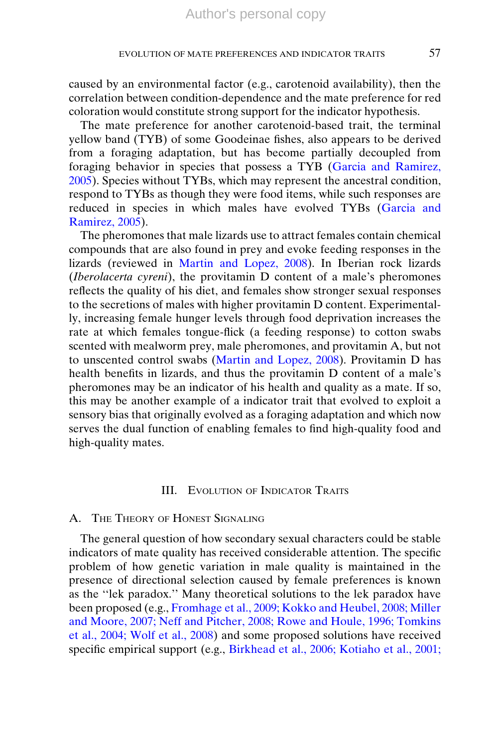caused by an environmental factor (e.g., carotenoid availability), then the correlation between condition-dependence and the mate preference for red coloration would constitute strong support for the indicator hypothesis.

The mate preference for another carotenoid-based trait, the terminal yellow band (TYB) of some Goodeinae fishes, also appears to be derived from a foraging adaptation, but has become partially decoupled from foraging behavior in species that possess a TYB (Garcia and Ramirez, 2005). Species without TYBs, which may represent the ancestral condition, respond to TYBs as though they were food items, while such responses are reduced in species in which males have evolved TYBs (Garcia and Ramirez, 2005).

The pheromones that male lizards use to attract females contain chemical compounds that are also found in prey and evoke feeding responses in the lizards (reviewed in Martin and Lopez, 2008). In Iberian rock lizards (*Iberolacerta cyreni*), the provitamin D content of a male's pheromones reflects the quality of his diet, and females show stronger sexual responses to the secretions of males with higher provitamin D content. Experimentally, increasing female hunger levels through food deprivation increases the rate at which females tongue-flick (a feeding response) to cotton swabs scented with mealworm prey, male pheromones, and provitamin A, but not to unscented control swabs (Martin and Lopez, 2008). Provitamin D has health benefits in lizards, and thus the provitamin D content of a male's pheromones may be an indicator of his health and quality as a mate. If so, this may be another example of a indicator trait that evolved to exploit a sensory bias that originally evolved as a foraging adaptation and which now serves the dual function of enabling females to find high-quality food and high-quality mates.

## III. Evolution of Indicator Traits

### A. The Theory of Honest Signaling

The general question of how secondary sexual characters could be stable indicators of mate quality has received considerable attention. The specific problem of how genetic variation in male quality is maintained in the presence of directional selection caused by female preferences is known as the "lek paradox." Many theoretical solutions to the lek paradox have been proposed (e.g., Fromhage et al., 2009; Kokko and Heubel, 2008; Miller and Moore, 2007; Neff and Pitcher, 2008; Rowe and Houle, 1996; Tomkins et al., 2004; Wolf et al., 2008) and some proposed solutions have received specific empirical support (e.g., Birkhead et al., 2006; Kotiaho et al., 2001;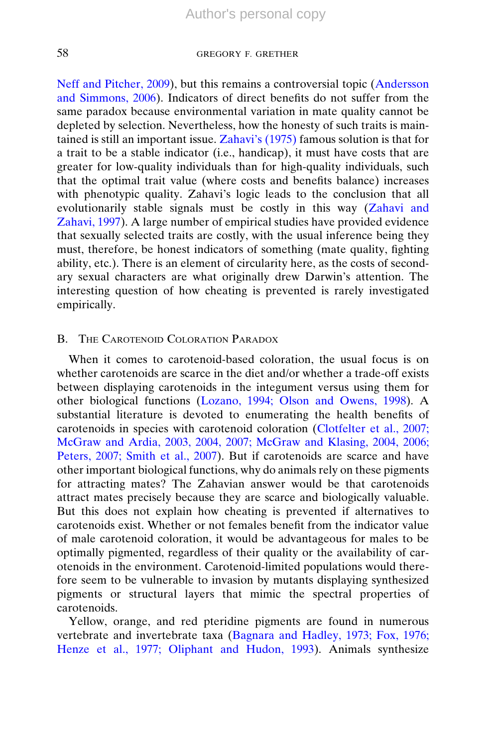Neff and Pitcher, 2009), but this remains a controversial topic (Andersson and Simmons, 2006). Indicators of direct benefits do not suffer from the same paradox because environmental variation in mate quality cannot be depleted by selection. Nevertheless, how the honesty of such traits is maintained is still an important issue. Zahavi's (1975) famous solution is that for a trait to be a stable indicator (i.e., handicap), it must have costs that are greater for low-quality individuals than for high-quality individuals, such that the optimal trait value (where costs and benefits balance) increases with phenotypic quality. Zahavi's logic leads to the conclusion that all evolutionarily stable signals must be costly in this way (Zahavi and Zahavi, 1997). A large number of empirical studies have provided evidence that sexually selected traits are costly, with the usual inference being they must, therefore, be honest indicators of something (mate quality, fighting ability, etc.). There is an element of circularity here, as the costs of secondary sexual characters are what originally drew Darwin's attention. The interesting question of how cheating is prevented is rarely investigated empirically.

## B. The Carotenoid Coloration Paradox

When it comes to carotenoid-based coloration, the usual focus is on whether carotenoids are scarce in the diet and/or whether a trade-off exists between displaying carotenoids in the integument versus using them for other biological functions (Lozano, 1994; Olson and Owens, 1998). A substantial literature is devoted to enumerating the health benefits of carotenoids in species with carotenoid coloration (Clotfelter et al., 2007; McGraw and Ardia, 2003, 2004, 2007; McGraw and Klasing, 2004, 2006; Peters, 2007; Smith et al., 2007). But if carotenoids are scarce and have other important biological functions, why do animals rely on these pigments for attracting mates? The Zahavian answer would be that carotenoids attract mates precisely because they are scarce and biologically valuable. But this does not explain how cheating is prevented if alternatives to carotenoids exist. Whether or not females benefit from the indicator value of male carotenoid coloration, it would be advantageous for males to be optimally pigmented, regardless of their quality or the availability of carotenoids in the environment. Carotenoid-limited populations would therefore seem to be vulnerable to invasion by mutants displaying synthesized pigments or structural layers that mimic the spectral properties of carotenoids.

Yellow, orange, and red pteridine pigments are found in numerous vertebrate and invertebrate taxa (Bagnara and Hadley, 1973; Fox, 1976; Henze et al., 1977; Oliphant and Hudon, 1993). Animals synthesize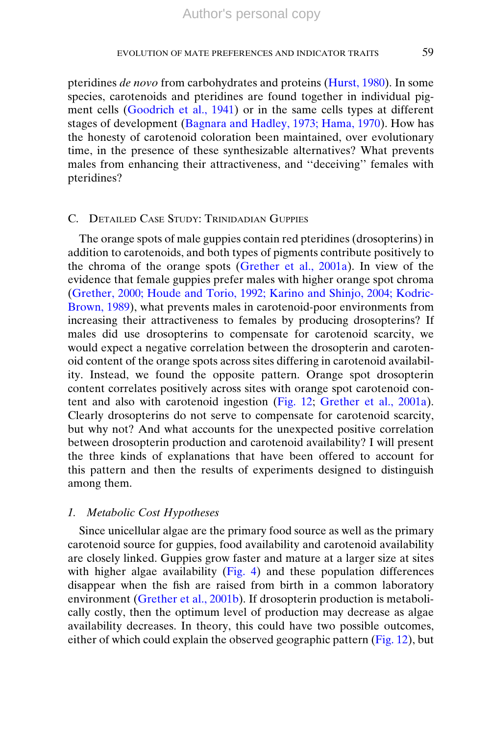pteridines *de novo* from carbohydrates and proteins (Hurst, 1980). In some species, carotenoids and pteridines are found together in individual pigment cells (Goodrich et al., 1941) or in the same cells types at different stages of development (Bagnara and Hadley, 1973; Hama, 1970). How has the honesty of carotenoid coloration been maintained, over evolutionary time, in the presence of these synthesizable alternatives? What prevents males from enhancing their attractiveness, and ''deceiving'' females with pteridines?

## C. Detailed Case Study: Trinidadian Guppies

The orange spots of male guppies contain red pteridines (drosopterins) in addition to carotenoids, and both types of pigments contribute positively to the chroma of the orange spots (Grether et al., 2001a). In view of the evidence that female guppies prefer males with higher orange spot chroma (Grether, 2000; Houde and Torio, 1992; Karino and Shinjo, 2004; Kodric-Brown, 1989), what prevents males in carotenoid-poor environments from increasing their attractiveness to females by producing drosopterins? If males did use drosopterins to compensate for carotenoid scarcity, we would expect a negative correlation between the drosopterin and carotenoid content of the orange spots across sites differing in carotenoid availability. Instead, we found the opposite pattern. Orange spot drosopterin content correlates positively across sites with orange spot carotenoid content and also with carotenoid ingestion (Fig. 12; Grether et al., 2001a). Clearly drosopterins do not serve to compensate for carotenoid scarcity, but why not? And what accounts for the unexpected positive correlation between drosopterin production and carotenoid availability? I will present the three kinds of explanations that have been offered to account for this pattern and then the results of experiments designed to distinguish among them.

### 1. *Metabolic Cost Hypotheses*

Since unicellular algae are the primary food source as well as the primary carotenoid source for guppies, food availability and carotenoid availability are closely linked. Guppies grow faster and mature at a larger size at sites with higher algae availability (Fig. 4) and these population differences disappear when the fish are raised from birth in a common laboratory environment (Grether et al., 2001b). If drosopterin production is metabolically costly, then the optimum level of production may decrease as algae availability decreases. In theory, this could have two possible outcomes, either of which could explain the observed geographic pattern (Fig. 12), but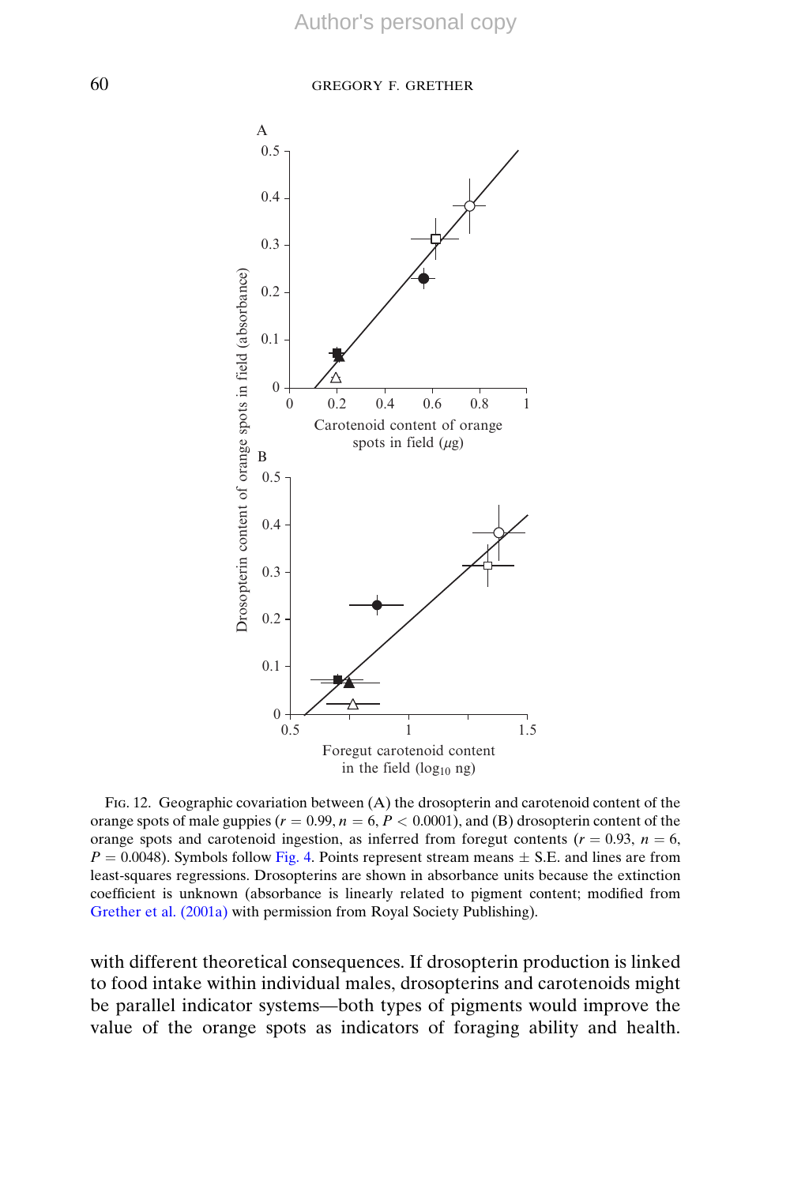A

0.5
0.4
0.3
0.2
0.1
0

0 0.2 0.4 0.6 0.8 1

Carotenoid content of orange spots in field (μg)

Drosopterin content of orange spots in field (absorbance)

B

0.5
0.4
0.3
0.2
0.1
0

0.5 1 1.5

Foregut carotenoid content in the field ($\log_{10}$ ng)

Fig. 12. Geographic covariation between (A) the drosopterin and carotenoid content of the orange spots of male guppies ($r = 0.99$, $n = 6$, $P < 0.0001$), and (B) drosopterin content of the orange spots and carotenoid ingestion, as inferred from foregut contents ($r = 0.93$, $n = 6$, $P = 0.0048$). Symbols follow Fig. 4. Points represent stream means ± S.E. and lines are from least-squares regressions. Drosopterins are shown in absorbance units because the extinction coefficient is unknown (absorbance is linearly related to pigment content; modified from Grether et al. (2001a) with permission from Royal Society Publishing).

with different theoretical consequences. If drosopterin production is linked to food intake within individual males, drosopterins and carotenoids might be parallel indicator systems—both types of pigments would improve the value of the orange spots as indicators of foraging ability and health.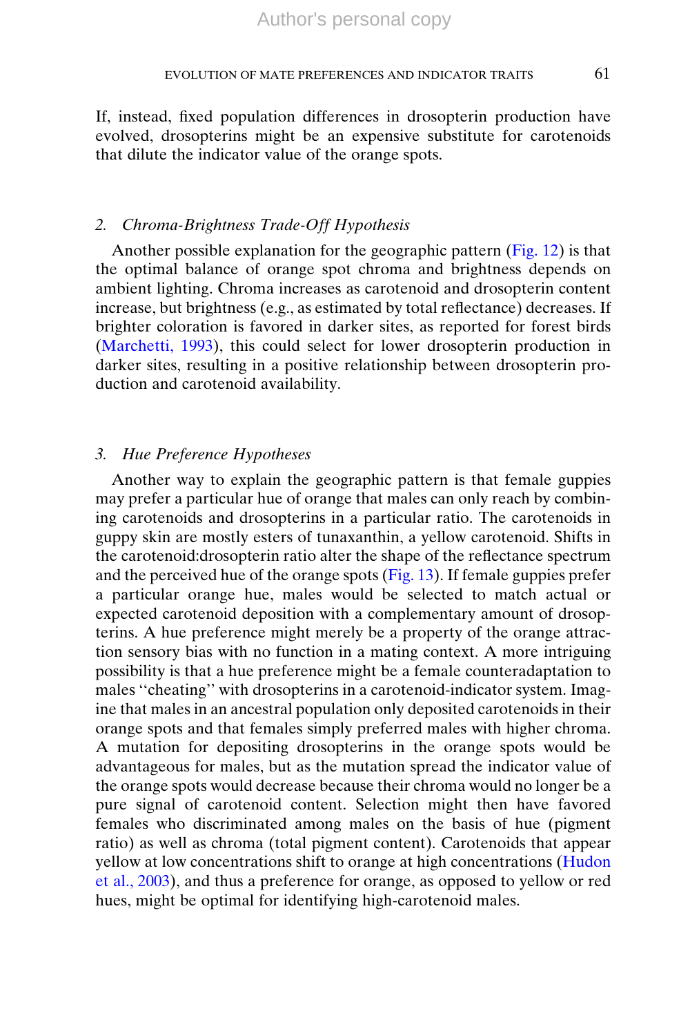If, instead, fixed population differences in drosopterin production have evolved, drosopterins might be an expensive substitute for carotenoids that dilute the indicator value of the orange spots.

### *2. Chroma-Brightness Trade-Off Hypothesis*

Another possible explanation for the geographic pattern (Fig. 12) is that the optimal balance of orange spot chroma and brightness depends on ambient lighting. Chroma increases as carotenoid and drosopterin content increase, but brightness (e.g., as estimated by total reflectance) decreases. If brighter coloration is favored in darker sites, as reported for forest birds (Marchetti, 1993), this could select for lower drosopterin production in darker sites, resulting in a positive relationship between drosopterin production and carotenoid availability.

### *3. Hue Preference Hypotheses*

Another way to explain the geographic pattern is that female guppies may prefer a particular hue of orange that males can only reach by combining carotenoids and drosopterins in a particular ratio. The carotenoids in guppy skin are mostly esters of tunaxanthin, a yellow carotenoid. Shifts in the carotenoid:drosopterin ratio alter the shape of the reflectance spectrum and the perceived hue of the orange spots (Fig. 13). If female guppies prefer a particular orange hue, males would be selected to match actual or expected carotenoid deposition with a complementary amount of drosopterins. A hue preference might merely be a property of the orange attraction sensory bias with no function in a mating context. A more intriguing possibility is that a hue preference might be a female counteradaptation to males "cheating" with drosopterins in a carotenoid-indicator system. Imagine that males in an ancestral population only deposited carotenoids in their orange spots and that females simply preferred males with higher chroma. A mutation for depositing drosopterins in the orange spots would be advantageous for males, but as the mutation spread the indicator value of the orange spots would decrease because their chroma would no longer be a pure signal of carotenoid content. Selection might then have favored females who discriminated among males on the basis of hue (pigment ratio) as well as chroma (total pigment content). Carotenoids that appear yellow at low concentrations shift to orange at high concentrations (Hudon et al., 2003), and thus a preference for orange, as opposed to yellow or red hues, might be optimal for identifying high-carotenoid males.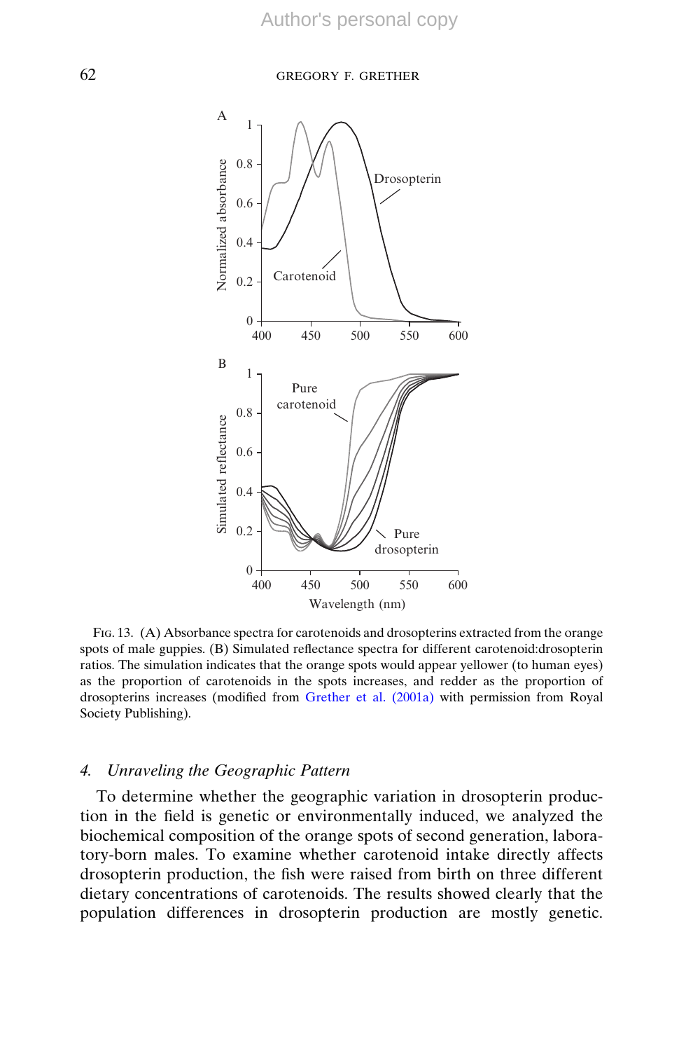Author's personal copy

A

Normalized absorbance

1
0.8
0.6
0.4
0.2
0

400 450 500 550 600

Drosopterin

Carotenoid

B

Simulated reflectance

1
0.8
0.6
0.4
0.2
0

400 450 500 550 600

Wavelength (nm)

Pure carotenoid

Pure drosopterin

Fig. 13. (A) Absorbance spectra for carotenoids and drosopterins extracted from the orange spots of male guppies. (B) Simulated reflectance spectra for different carotenoid:drosopterin ratios. The simulation indicates that the orange spots would appear yellower (to human eyes) as the proportion of carotenoids in the spots increases, and redder as the proportion of drosopterins increases (modified from Grether et al. (2001a) with permission from Royal Society Publishing).

### 4. *Unraveling the Geographic Pattern*

To determine whether the geographic variation in drosopterin production in the field is genetic or environmentally induced, we analyzed the biochemical composition of the orange spots of second generation, laboratory-born males. To examine whether carotenoid intake directly affects drosopterin production, the fish were raised from birth on three different dietary concentrations of carotenoids. The results showed clearly that the population differences in drosopterin production are mostly genetic.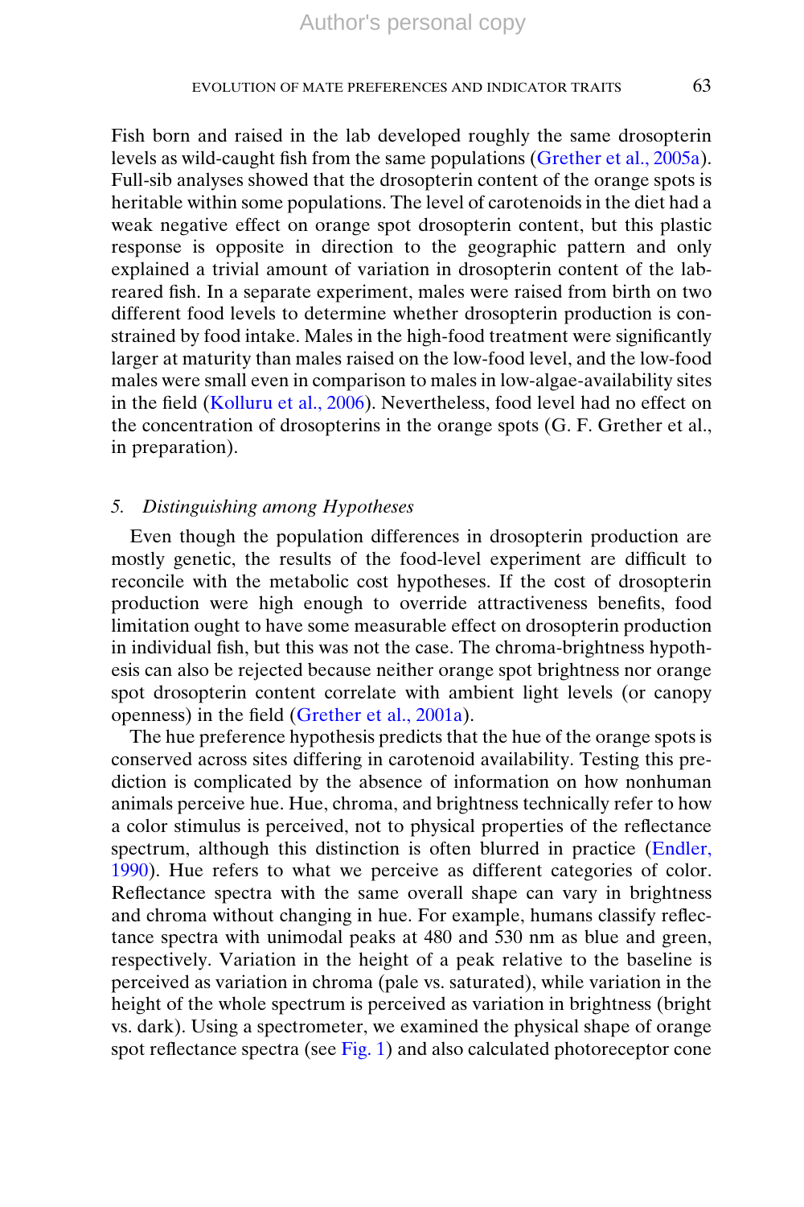Fish born and raised in the lab developed roughly the same drosopterin levels as wild-caught fish from the same populations (Grether et al., 2005a). Full-sib analyses showed that the drosopterin content of the orange spots is heritable within some populations. The level of carotenoids in the diet had a weak negative effect on orange spot drosopterin content, but this plastic response is opposite in direction to the geographic pattern and only explained a trivial amount of variation in drosopterin content of the lab-reared fish. In a separate experiment, males were raised from birth on two different food levels to determine whether drosopterin production is constrained by food intake. Males in the high-food treatment were significantly larger at maturity than males raised on the low-food level, and the low-food males were small even in comparison to males in low-algae-availability sites in the field (Kolluru et al., 2006). Nevertheless, food level had no effect on the concentration of drosopterins in the orange spots (G. F. Grether et al., in preparation).

### 5. *Distinguishing among Hypotheses*

Even though the population differences in drosopterin production are mostly genetic, the results of the food-level experiment are difficult to reconcile with the metabolic cost hypotheses. If the cost of drosopterin production were high enough to override attractiveness benefits, food limitation ought to have some measurable effect on drosopterin production in individual fish, but this was not the case. The chroma-brightness hypothesis can also be rejected because neither orange spot brightness nor orange spot drosopterin content correlate with ambient light levels (or canopy openness) in the field (Grether et al., 2001a).

The hue preference hypothesis predicts that the hue of the orange spots is conserved across sites differing in carotenoid availability. Testing this prediction is complicated by the absence of information on how nonhuman animals perceive hue. Hue, chroma, and brightness technically refer to how a color stimulus is perceived, not to physical properties of the reflectance spectrum, although this distinction is often blurred in practice (Endler, 1990). Hue refers to what we perceive as different categories of color. Reflectance spectra with the same overall shape can vary in brightness and chroma without changing in hue. For example, humans classify reflectance spectra with unimodal peaks at 480 and 530 nm as blue and green, respectively. Variation in the height of a peak relative to the baseline is perceived as variation in chroma (pale vs. saturated), while variation in the height of the whole spectrum is perceived as variation in brightness (bright vs. dark). Using a spectrometer, we examined the physical shape of orange spot reflectance spectra (see Fig. 1) and also calculated photoreceptor cone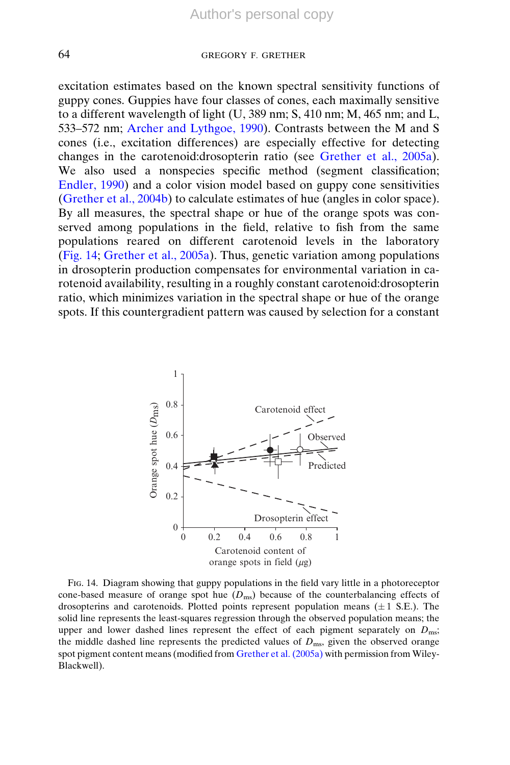excitation estimates based on the known spectral sensitivity functions of guppy cones. Guppies have four classes of cones, each maximally sensitive to a different wavelength of light (U, 389 nm; S, 410 nm; M, 465 nm; and L, 533–572 nm; Archer and Lythgoe, 1990). Contrasts between the M and S cones (i.e., excitation differences) are especially effective for detecting changes in the carotenoid:drosopterin ratio (see Grether et al., 2005a). We also used a nonspecies specific method (segment classification; Endler, 1990) and a color vision model based on guppy cone sensitivities (Grether et al., 2004b) to calculate estimates of hue (angles in color space). By all measures, the spectral shape or hue of the orange spots was conserved among populations in the field, relative to fish from the same populations reared on different carotenoid levels in the laboratory (Fig. 14; Grether et al., 2005a). Thus, genetic variation among populations in drosopterin production compensates for environmental variation in carotenoid availability, resulting in a roughly constant carotenoid:drosopterin ratio, which minimizes variation in the spectral shape or hue of the orange spots. If this countergradient pattern was caused by selection for a constant

Fig. 14. Diagram showing that guppy populations in the field vary little in a photoreceptor cone-based measure of orange spot hue ($D_{ms}$) because of the counterbalancing effects of drosopterins and carotenoids. Plotted points represent population means (±1 S.E.). The solid line represents the least-squares regression through the observed population means; the upper and lower dashed lines represent the effect of each pigment separately on $D_{ms}$; the middle dashed line represents the predicted values of $D_{ms}$, given the observed orange spot pigment content means (modified from Grether et al. (2005a) with permission from Wiley-Blackwell).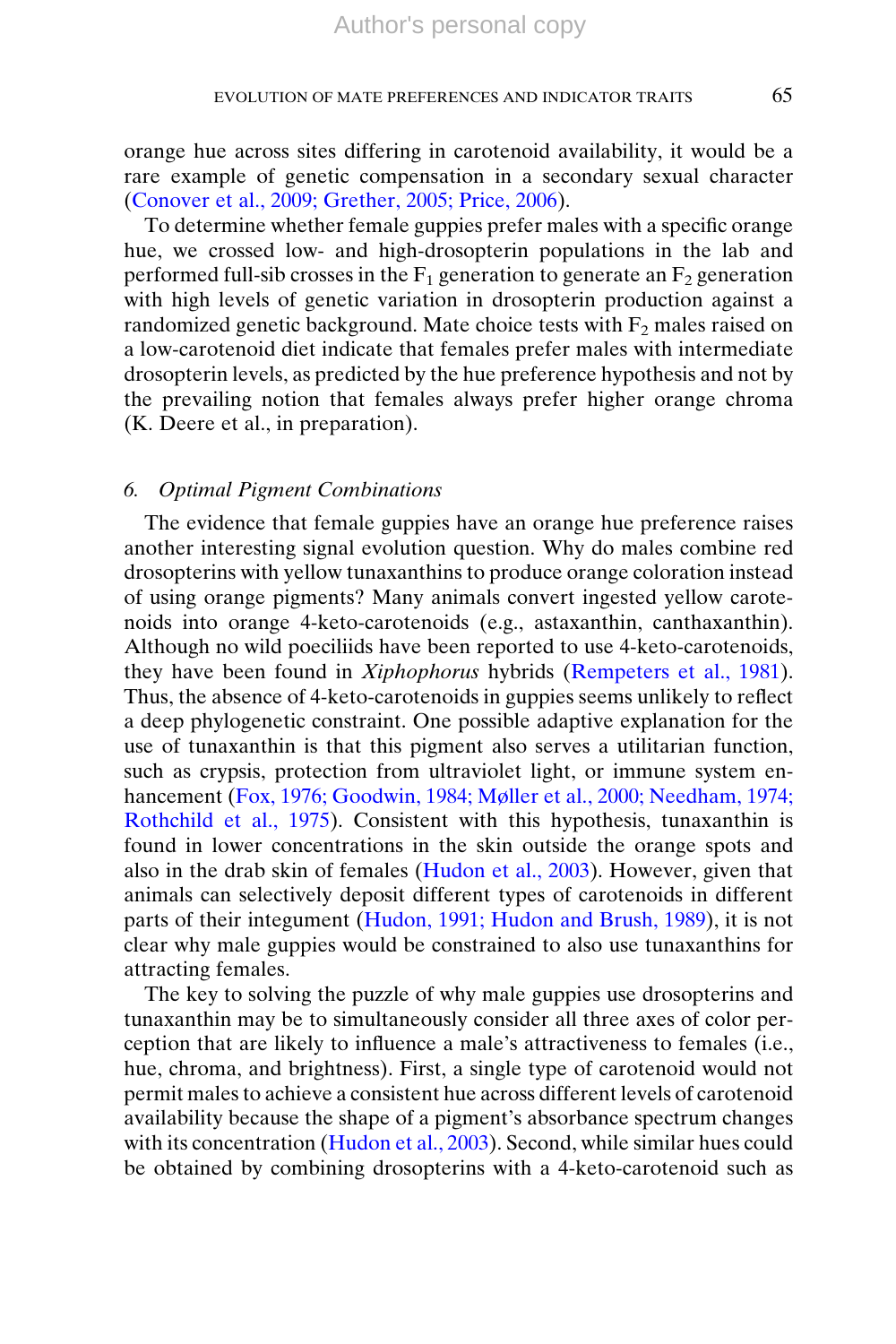orange hue across sites differing in carotenoid availability, it would be a rare example of genetic compensation in a secondary sexual character (Conover et al., 2009; Grether, 2005; Price, 2006).

To determine whether female guppies prefer males with a specific orange hue, we crossed low- and high-drosopterin populations in the lab and performed full-sib crosses in the $F_1$ generation to generate an $F_2$ generation with high levels of genetic variation in drosopterin production against a randomized genetic background. Mate choice tests with $F_2$ males raised on a low-carotenoid diet indicate that females prefer males with intermediate drosopterin levels, as predicted by the hue preference hypothesis and not by the prevailing notion that females always prefer higher orange chroma (K. Deere et al., in preparation).

### 6. *Optimal Pigment Combinations*

The evidence that female guppies have an orange hue preference raises another interesting signal evolution question. Why do males combine red drosopterins with yellow tunaxanthins to produce orange coloration instead of using orange pigments? Many animals convert ingested yellow carotenoids into orange 4-keto-carotenoids (e.g., astaxanthin, canthaxanthin). Although no wild poeciliids have been reported to use 4-keto-carotenoids, they have been found in *Xiphophorus* hybrids (Rempeters et al., 1981). Thus, the absence of 4-keto-carotenoids in guppies seems unlikely to reflect a deep phylogenetic constraint. One possible adaptive explanation for the use of tunaxanthin is that this pigment also serves a utilitarian function, such as crypsis, protection from ultraviolet light, or immune system enhancement (Fox, 1976; Goodwin, 1984; Møller et al., 2000; Needham, 1974; Rothchild et al., 1975). Consistent with this hypothesis, tunaxanthin is found in lower concentrations in the skin outside the orange spots and also in the drab skin of females (Hudon et al., 2003). However, given that animals can selectively deposit different types of carotenoids in different parts of their integument (Hudon, 1991; Hudon and Brush, 1989), it is not clear why male guppies would be constrained to also use tunaxanthins for attracting females.

The key to solving the puzzle of why male guppies use drosopterins and tunaxanthin may be to simultaneously consider all three axes of color perception that are likely to influence a male's attractiveness to females (i.e., hue, chroma, and brightness). First, a single type of carotenoid would not permit males to achieve a consistent hue across different levels of carotenoid availability because the shape of a pigment's absorbance spectrum changes with its concentration (Hudon et al., 2003). Second, while similar hues could be obtained by combining drosopterins with a 4-keto-carotenoid such as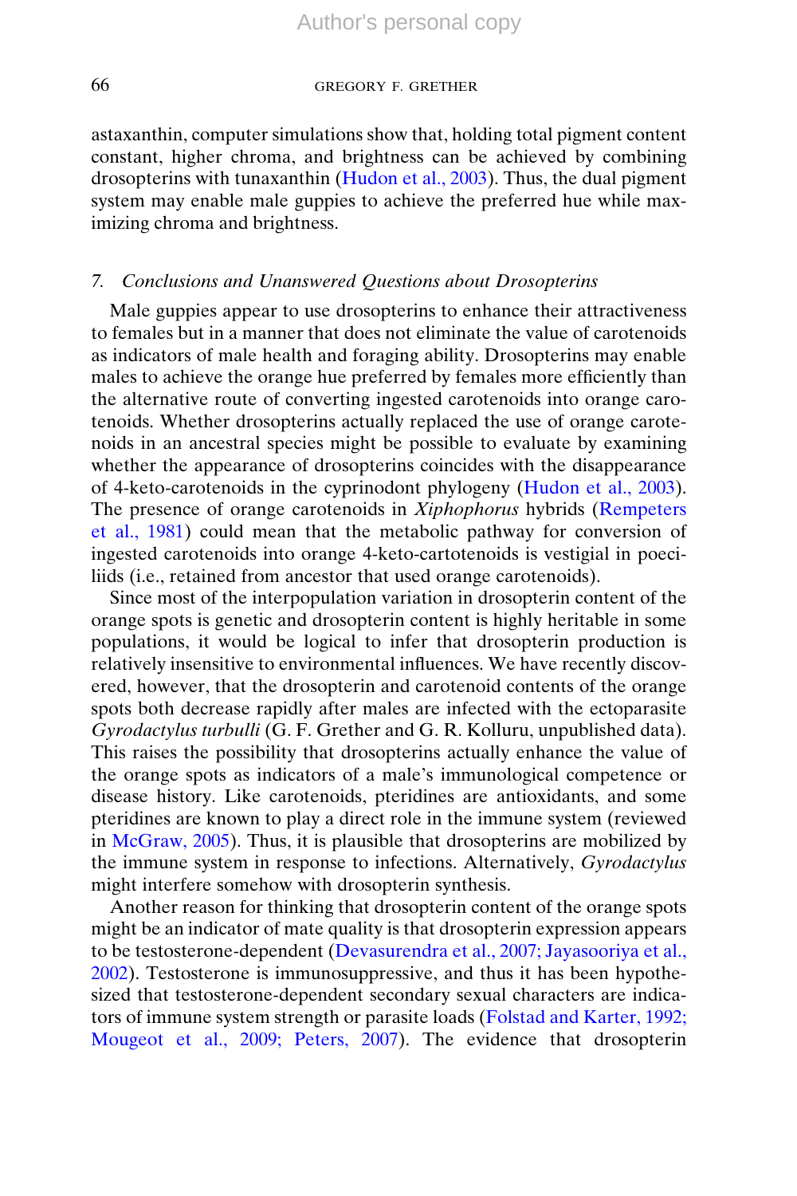astaxanthin, computer simulations show that, holding total pigment content constant, higher chroma, and brightness can be achieved by combining drosopterins with tunaxanthin (Hudon et al., 2003). Thus, the dual pigment system may enable male guppies to achieve the preferred hue while maximizing chroma and brightness.

### *7. Conclusions and Unanswered Questions about Drosopterins*

Male guppies appear to use drosopterins to enhance their attractiveness to females but in a manner that does not eliminate the value of carotenoids as indicators of male health and foraging ability. Drosopterins may enable males to achieve the orange hue preferred by females more efficiently than the alternative route of converting ingested carotenoids into orange carotenoids. Whether drosopterins actually replaced the use of orange carotenoids in an ancestral species might be possible to evaluate by examining whether the appearance of drosopterins coincides with the disappearance of 4-keto-carotenoids in the cyprinodont phylogeny (Hudon et al., 2003). The presence of orange carotenoids in *Xiphophorus* hybrids (Rempeters et al., 1981) could mean that the metabolic pathway for conversion of ingested carotenoids into orange 4-keto-cartotenoids is vestigial in poeciliids (i.e., retained from ancestor that used orange carotenoids).

Since most of the interpopulation variation in drosopterin content of the orange spots is genetic and drosopterin content is highly heritable in some populations, it would be logical to infer that drosopterin production is relatively insensitive to environmental influences. We have recently discovered, however, that the drosopterin and carotenoid contents of the orange spots both decrease rapidly after males are infected with the ectoparasite *Gyrodactylus turbulli* (G. F. Grether and G. R. Kolluru, unpublished data). This raises the possibility that drosopterins actually enhance the value of the orange spots as indicators of a male's immunological competence or disease history. Like carotenoids, pteridines are antioxidants, and some pteridines are known to play a direct role in the immune system (reviewed in McGraw, 2005). Thus, it is plausible that drosopterins are mobilized by the immune system in response to infections. Alternatively, *Gyrodactylus* might interfere somehow with drosopterin synthesis.

Another reason for thinking that drosopterin content of the orange spots might be an indicator of mate quality is that drosopterin expression appears to be testosterone-dependent (Devasurendra et al., 2007; Jayasooriya et al., 2002). Testosterone is immunosuppressive, and thus it has been hypothesized that testosterone-dependent secondary sexual characters are indicators of immune system strength or parasite loads (Folstad and Karter, 1992; Mougeot et al., 2009; Peters, 2007). The evidence that drosopterin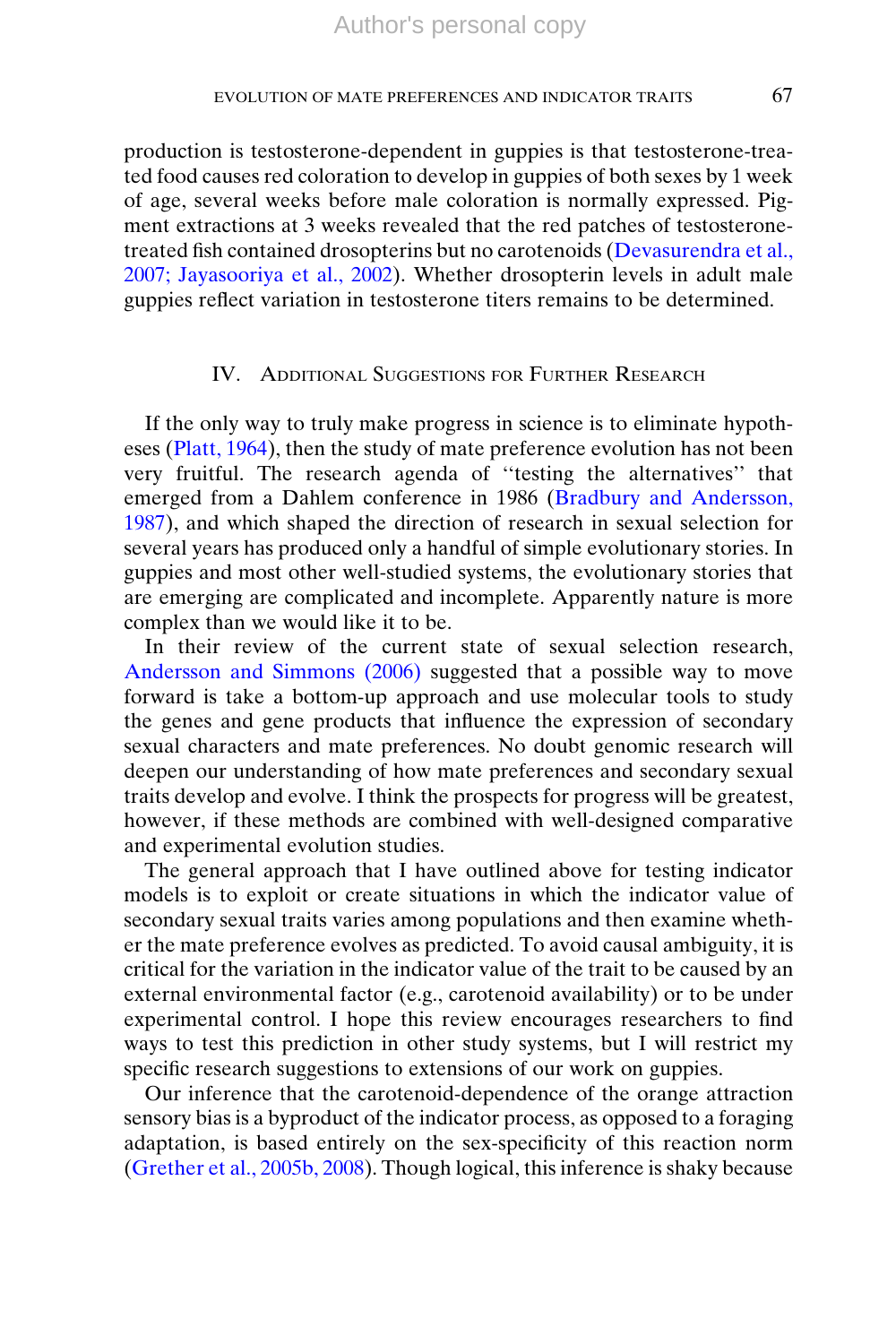production is testosterone-dependent in guppies is that testosterone-treated food causes red coloration to develop in guppies of both sexes by 1 week of age, several weeks before male coloration is normally expressed. Pigment extractions at 3 weeks revealed that the red patches of testosterone-treated fish contained drosopterins but no carotenoids (Devasurendra et al., 2007; Jayasooriya et al., 2002). Whether drosopterin levels in adult male guppies reflect variation in testosterone titers remains to be determined.

## IV. Additional Suggestions for Further Research

If the only way to truly make progress in science is to eliminate hypotheses (Platt, 1964), then the study of mate preference evolution has not been very fruitful. The research agenda of ''testing the alternatives'' that emerged from a Dahlem conference in 1986 (Bradbury and Andersson, 1987), and which shaped the direction of research in sexual selection for several years has produced only a handful of simple evolutionary stories. In guppies and most other well-studied systems, the evolutionary stories that are emerging are complicated and incomplete. Apparently nature is more complex than we would like it to be.

In their review of the current state of sexual selection research, Andersson and Simmons (2006) suggested that a possible way to move forward is take a bottom-up approach and use molecular tools to study the genes and gene products that influence the expression of secondary sexual characters and mate preferences. No doubt genomic research will deepen our understanding of how mate preferences and secondary sexual traits develop and evolve. I think the prospects for progress will be greatest, however, if these methods are combined with well-designed comparative and experimental evolution studies.

The general approach that I have outlined above for testing indicator models is to exploit or create situations in which the indicator value of secondary sexual traits varies among populations and then examine whether the mate preference evolves as predicted. To avoid causal ambiguity, it is critical for the variation in the indicator value of the trait to be caused by an external environmental factor (e.g., carotenoid availability) or to be under experimental control. I hope this review encourages researchers to find ways to test this prediction in other study systems, but I will restrict my specific research suggestions to extensions of our work on guppies.

Our inference that the carotenoid-dependence of the orange attraction sensory bias is a byproduct of the indicator process, as opposed to a foraging adaptation, is based entirely on the sex-specificity of this reaction norm (Grether et al., 2005b, 2008). Though logical, this inference is shaky because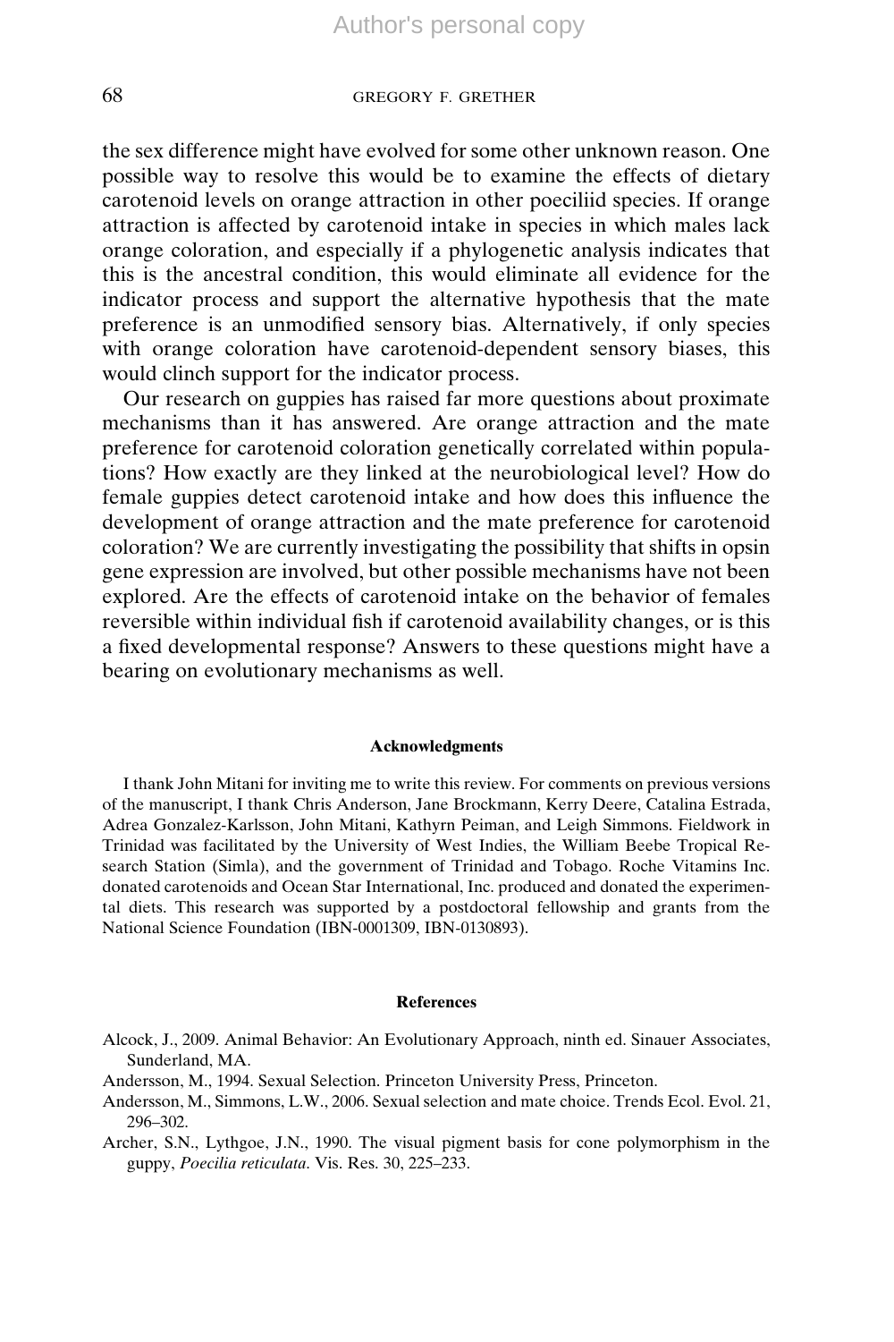the sex difference might have evolved for some other unknown reason. One possible way to resolve this would be to examine the effects of dietary carotenoid levels on orange attraction in other poeciliid species. If orange attraction is affected by carotenoid intake in species in which males lack orange coloration, and especially if a phylogenetic analysis indicates that this is the ancestral condition, this would eliminate all evidence for the indicator process and support the alternative hypothesis that the mate preference is an unmodified sensory bias. Alternatively, if only species with orange coloration have carotenoid-dependent sensory biases, this would clinch support for the indicator process.

Our research on guppies has raised far more questions about proximate mechanisms than it has answered. Are orange attraction and the mate preference for carotenoid coloration genetically correlated within populations? How exactly are they linked at the neurobiological level? How do female guppies detect carotenoid intake and how does this influence the development of orange attraction and the mate preference for carotenoid coloration? We are currently investigating the possibility that shifts in opsin gene expression are involved, but other possible mechanisms have not been explored. Are the effects of carotenoid intake on the behavior of females reversible within individual fish if carotenoid availability changes, or is this a fixed developmental response? Answers to these questions might have a bearing on evolutionary mechanisms as well.

## Acknowledgments

I thank John Mitani for inviting me to write this review. For comments on previous versions of the manuscript, I thank Chris Anderson, Jane Brockmann, Kerry Deere, Catalina Estrada, Adrea Gonzalez-Karlsson, John Mitani, Kathyrn Peiman, and Leigh Simmons. Fieldwork in Trinidad was facilitated by the University of West Indies, the William Beebe Tropical Research Station (Simla), and the government of Trinidad and Tobago. Roche Vitamins Inc. donated carotenoids and Ocean Star International, Inc. produced and donated the experimental diets. This research was supported by a postdoctoral fellowship and grants from the National Science Foundation (IBN-0001309, IBN-0130893).

## References

Alcock, J., 2009. Animal Behavior: An Evolutionary Approach, ninth ed. Sinauer Associates, Sunderland, MA.

Andersson, M., 1994. Sexual Selection. Princeton University Press, Princeton.

Andersson, M., Simmons, L.W., 2006. Sexual selection and mate choice. Trends Ecol. Evol. 21, 296–302.

Archer, S.N., Lythgoe, J.N., 1990. The visual pigment basis for cone polymorphism in the guppy, *Poecilia reticulata*. Vis. Res. 30, 225–233.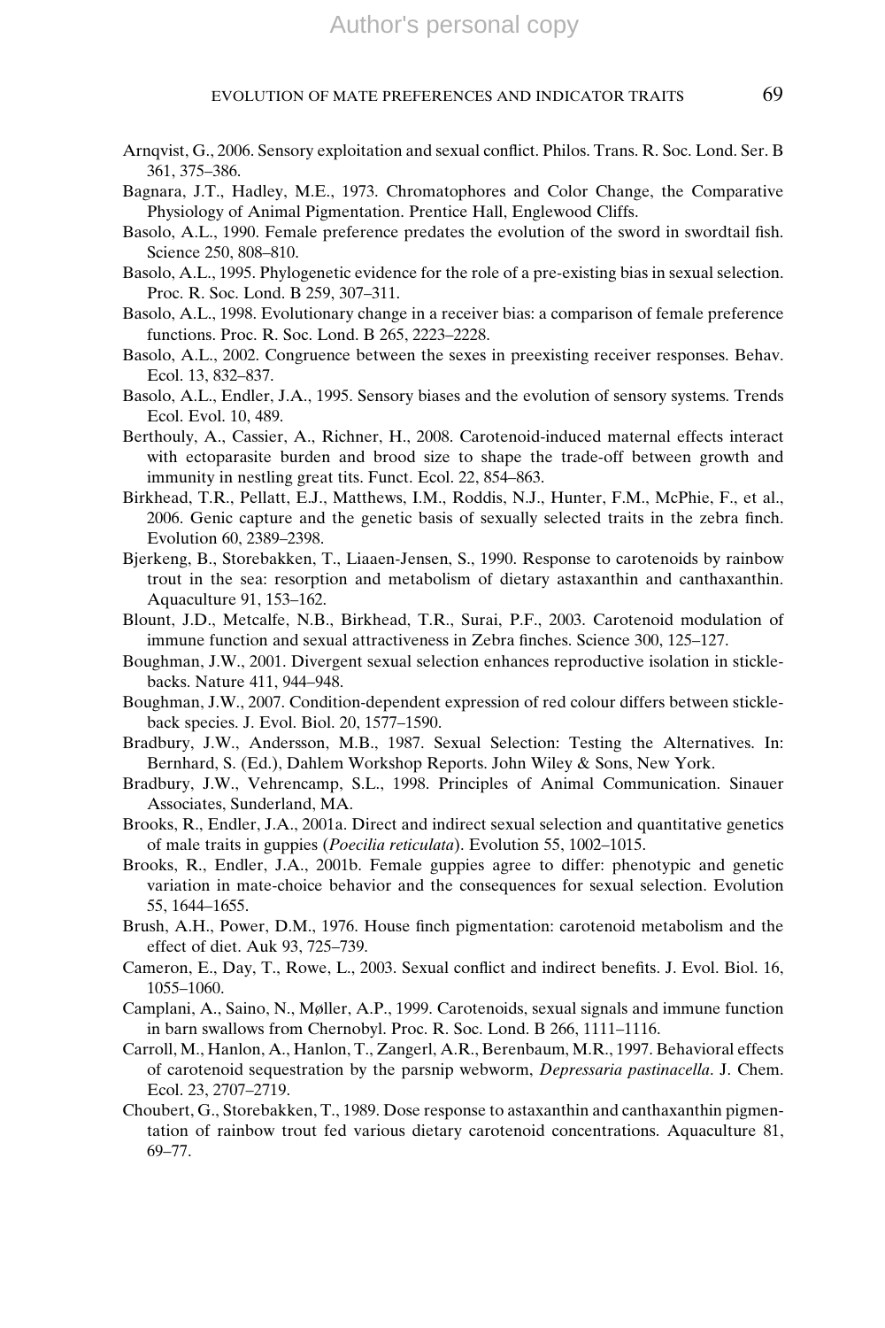Arnqvist, G., 2006. Sensory exploitation and sexual conflict. Philos. Trans. R. Soc. Lond. Ser. B 361, 375–386.

Bagnara, J.T., Hadley, M.E., 1973. Chromatophores and Color Change, the Comparative Physiology of Animal Pigmentation. Prentice Hall, Englewood Cliffs.

Basolo, A.L., 1990. Female preference predates the evolution of the sword in swordtail fish. Science 250, 808–810.

Basolo, A.L., 1995. Phylogenetic evidence for the role of a pre-existing bias in sexual selection. Proc. R. Soc. Lond. B 259, 307–311.

Basolo, A.L., 1998. Evolutionary change in a receiver bias: a comparison of female preference functions. Proc. R. Soc. Lond. B 265, 2223–2228.

Basolo, A.L., 2002. Congruence between the sexes in preexisting receiver responses. Behav. Ecol. 13, 832–837.

Basolo, A.L., Endler, J.A., 1995. Sensory biases and the evolution of sensory systems. Trends Ecol. Evol. 10, 489.

Berthouly, A., Cassier, A., Richner, H., 2008. Carotenoid-induced maternal effects interact with ectoparasite burden and brood size to shape the trade-off between growth and immunity in nestling great tits. Funct. Ecol. 22, 854–863.

Birkhead, T.R., Pellatt, E.J., Matthews, I.M., Roddis, N.J., Hunter, F.M., McPhie, F., et al., 2006. Genic capture and the genetic basis of sexually selected traits in the zebra finch. Evolution 60, 2389–2398.

Bjerkeng, B., Storebakken, T., Liaaen-Jensen, S., 1990. Response to carotenoids by rainbow trout in the sea: resorption and metabolism of dietary astaxanthin and canthaxanthin. Aquaculture 91, 153–162.

Blount, J.D., Metcalfe, N.B., Birkhead, T.R., Surai, P.F., 2003. Carotenoid modulation of immune function and sexual attractiveness in Zebra finches. Science 300, 125–127.

Boughman, J.W., 2001. Divergent sexual selection enhances reproductive isolation in sticklebacks. Nature 411, 944–948.

Boughman, J.W., 2007. Condition-dependent expression of red colour differs between stickleback species. J. Evol. Biol. 20, 1577–1590.

Bradbury, J.W., Andersson, M.B., 1987. Sexual Selection: Testing the Alternatives. In: Bernhard, S. (Ed.), Dahlem Workshop Reports. John Wiley & Sons, New York.

Bradbury, J.W., Vehrencamp, S.L., 1998. Principles of Animal Communication. Sinauer Associates, Sunderland, MA.

Brooks, R., Endler, J.A., 2001a. Direct and indirect sexual selection and quantitative genetics of male traits in guppies (*Poecilia reticulata*). Evolution 55, 1002–1015.

Brooks, R., Endler, J.A., 2001b. Female guppies agree to differ: phenotypic and genetic variation in mate-choice behavior and the consequences for sexual selection. Evolution 55, 1644–1655.

Brush, A.H., Power, D.M., 1976. House finch pigmentation: carotenoid metabolism and the effect of diet. Auk 93, 725–739.

Cameron, E., Day, T., Rowe, L., 2003. Sexual conflict and indirect benefits. J. Evol. Biol. 16, 1055–1060.

Camplani, A., Saino, N., Møller, A.P., 1999. Carotenoids, sexual signals and immune function in barn swallows from Chernobyl. Proc. R. Soc. Lond. B 266, 1111–1116.

Carroll, M., Hanlon, A., Hanlon, T., Zangerl, A.R., Berenbaum, M.R., 1997. Behavioral effects of carotenoid sequestration by the parsnip webworm, *Depressaria pastinacella*. J. Chem. Ecol. 23, 2707–2719.

Choubert, G., Storebakken, T., 1989. Dose response to astaxanthin and canthaxanthin pigmentation of rainbow trout fed various dietary carotenoid concentrations. Aquaculture 81, 69–77.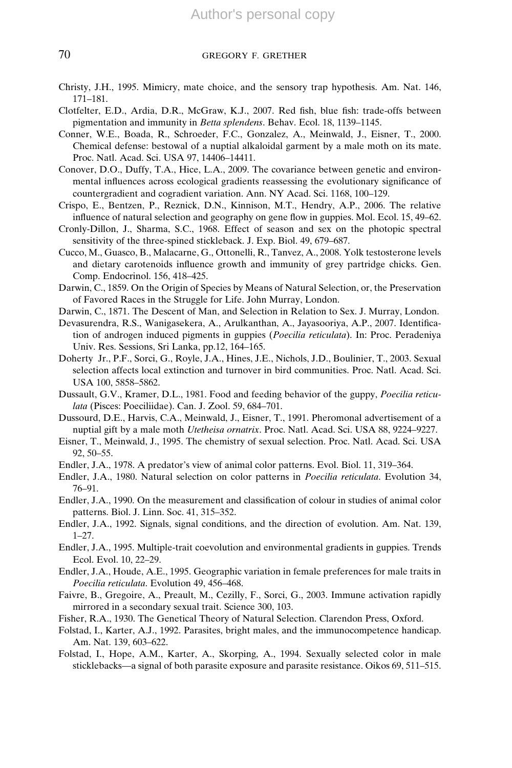Christy, J.H., 1995. Mimicry, mate choice, and the sensory trap hypothesis. Am. Nat. 146, 171–181.

Clotfelter, E.D., Ardia, D.R., McGraw, K.J., 2007. Red fish, blue fish: trade-offs between pigmentation and immunity in *Betta splendens*. Behav. Ecol. 18, 1139–1145.

Conner, W.E., Boada, R., Schroeder, F.C., Gonzalez, A., Meinwald, J., Eisner, T., 2000. Chemical defense: bestowal of a nuptial alkaloidal garment by a male moth on its mate. Proc. Natl. Acad. Sci. USA 97, 14406–14411.

Conover, D.O., Duffy, T.A., Hice, L.A., 2009. The covariance between genetic and environmental influences across ecological gradients reassessing the evolutionary significance of countergradient and cogradient variation. Ann. NY Acad. Sci. 1168, 100–129.

Crispo, E., Bentzen, P., Reznick, D.N., Kinnison, M.T., Hendry, A.P., 2006. The relative influence of natural selection and geography on gene flow in guppies. Mol. Ecol. 15, 49–62.

Cronly-Dillon, J., Sharma, S.C., 1968. Effect of season and sex on the photopic spectral sensitivity of the three-spined stickleback. J. Exp. Biol. 49, 679–687.

Cucco, M., Guasco, B., Malacarne, G., Ottonelli, R., Tanvez, A., 2008. Yolk testosterone levels and dietary carotenoids influence growth and immunity of grey partridge chicks. Gen. Comp. Endocrinol. 156, 418–425.

Darwin, C., 1859. On the Origin of Species by Means of Natural Selection, or, the Preservation of Favored Races in the Struggle for Life. John Murray, London.

Darwin, C., 1871. The Descent of Man, and Selection in Relation to Sex. J. Murray, London.

Devasurendra, R.S., Wanigasekera, A., Arulkanthan, A., Jayasooriya, A.P., 2007. Identification of androgen induced pigments in guppies (*Poecilia reticulata*). In: Proc. Peradeniya Univ. Res. Sessions, Sri Lanka, pp.12, 164–165.

Doherty Jr., P.F., Sorci, G., Royle, J.A., Hines, J.E., Nichols, J.D., Boulinier, T., 2003. Sexual selection affects local extinction and turnover in bird communities. Proc. Natl. Acad. Sci. USA 100, 5858–5862.

Dussault, G.V., Kramer, D.L., 1981. Food and feeding behavior of the guppy, *Poecilia reticulata* (Pisces: Poeciliidae). Can. J. Zool. 59, 684–701.

Dussourd, D.E., Harvis, C.A., Meinwald, J., Eisner, T., 1991. Pheromonal advertisement of a nuptial gift by a male moth *Utetheisa ornatrix*. Proc. Natl. Acad. Sci. USA 88, 9224–9227.

Eisner, T., Meinwald, J., 1995. The chemistry of sexual selection. Proc. Natl. Acad. Sci. USA 92, 50–55.

Endler, J.A., 1978. A predator's view of animal color patterns. Evol. Biol. 11, 319–364.

Endler, J.A., 1980. Natural selection on color patterns in *Poecilia reticulata*. Evolution 34, 76–91.

Endler, J.A., 1990. On the measurement and classification of colour in studies of animal color patterns. Biol. J. Linn. Soc. 41, 315–352.

Endler, J.A., 1992. Signals, signal conditions, and the direction of evolution. Am. Nat. 139, 1–27.

Endler, J.A., 1995. Multiple-trait coevolution and environmental gradients in guppies. Trends Ecol. Evol. 10, 22–29.

Endler, J.A., Houde, A.E., 1995. Geographic variation in female preferences for male traits in *Poecilia reticulata*. Evolution 49, 456–468.

Faivre, B., Gregoire, A., Preault, M., Cezilly, F., Sorci, G., 2003. Immune activation rapidly mirrored in a secondary sexual trait. Science 300, 103.

Fisher, R.A., 1930. The Genetical Theory of Natural Selection. Clarendon Press, Oxford.

Folstad, I., Karter, A.J., 1992. Parasites, bright males, and the immunocompetence handicap. Am. Nat. 139, 603–622.

Folstad, I., Hope, A.M., Karter, A., Skorping, A., 1994. Sexually selected color in male sticklebacks—a signal of both parasite exposure and parasite resistance. Oikos 69, 511–515.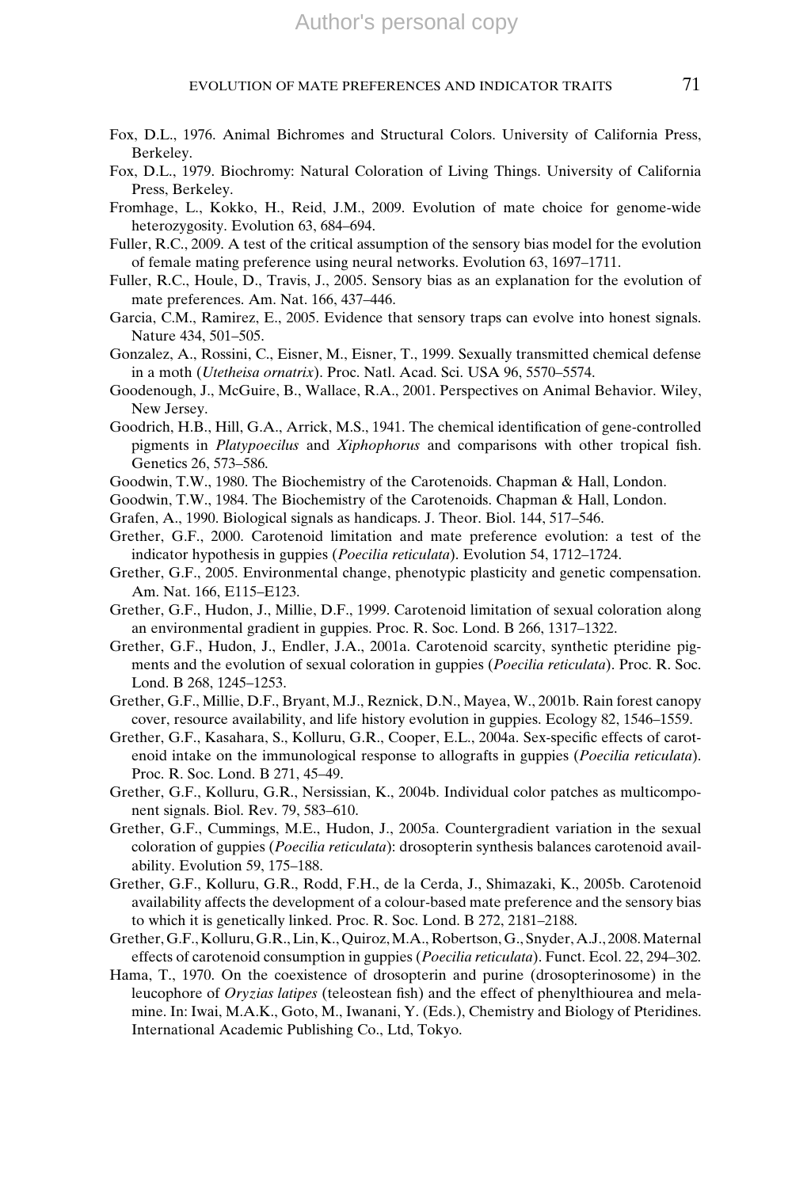Fox, D.L., 1976. Animal Bichromes and Structural Colors. University of California Press, Berkeley.

Fox, D.L., 1979. Biochromy: Natural Coloration of Living Things. University of California Press, Berkeley.

Fromhage, L., Kokko, H., Reid, J.M., 2009. Evolution of mate choice for genome-wide heterozygosity. Evolution 63, 684–694.

Fuller, R.C., 2009. A test of the critical assumption of the sensory bias model for the evolution of female mating preference using neural networks. Evolution 63, 1697–1711.

Fuller, R.C., Houle, D., Travis, J., 2005. Sensory bias as an explanation for the evolution of mate preferences. Am. Nat. 166, 437–446.

Garcia, C.M., Ramirez, E., 2005. Evidence that sensory traps can evolve into honest signals. Nature 434, 501–505.

Gonzalez, A., Rossini, C., Eisner, M., Eisner, T., 1999. Sexually transmitted chemical defense in a moth (*Utetheisa ornatrix*). Proc. Natl. Acad. Sci. USA 96, 5570–5574.

Goodenough, J., McGuire, B., Wallace, R.A., 2001. Perspectives on Animal Behavior. Wiley, New Jersey.

Goodrich, H.B., Hill, G.A., Arrick, M.S., 1941. The chemical identification of gene-controlled pigments in *Platypoecilus* and *Xiphophorus* and comparisons with other tropical fish. Genetics 26, 573–586.

Goodwin, T.W., 1980. The Biochemistry of the Carotenoids. Chapman & Hall, London.

Goodwin, T.W., 1984. The Biochemistry of the Carotenoids. Chapman & Hall, London.

Grafen, A., 1990. Biological signals as handicaps. J. Theor. Biol. 144, 517–546.

Grether, G.F., 2000. Carotenoid limitation and mate preference evolution: a test of the indicator hypothesis in guppies (*Poecilia reticulata*). Evolution 54, 1712–1724.

Grether, G.F., 2005. Environmental change, phenotypic plasticity and genetic compensation. Am. Nat. 166, E115–E123.

Grether, G.F., Hudon, J., Millie, D.F., 1999. Carotenoid limitation of sexual coloration along an environmental gradient in guppies. Proc. R. Soc. Lond. B 266, 1317–1322.

Grether, G.F., Hudon, J., Endler, J.A., 2001a. Carotenoid scarcity, synthetic pteridine pigments and the evolution of sexual coloration in guppies (*Poecilia reticulata*). Proc. R. Soc. Lond. B 268, 1245–1253.

Grether, G.F., Millie, D.F., Bryant, M.J., Reznick, D.N., Mayea, W., 2001b. Rain forest canopy cover, resource availability, and life history evolution in guppies. Ecology 82, 1546–1559.

Grether, G.F., Kasahara, S., Kolluru, G.R., Cooper, E.L., 2004a. Sex-specific effects of carotenoid intake on the immunological response to allografts in guppies (*Poecilia reticulata*). Proc. R. Soc. Lond. B 271, 45–49.

Grether, G.F., Kolluru, G.R., Nersissian, K., 2004b. Individual color patches as multicomponent signals. Biol. Rev. 79, 583–610.

Grether, G.F., Cummings, M.E., Hudon, J., 2005a. Countergradient variation in the sexual coloration of guppies (*Poecilia reticulata*): drosopterin synthesis balances carotenoid availability. Evolution 59, 175–188.

Grether, G.F., Kolluru, G.R., Rodd, F.H., de la Cerda, J., Shimazaki, K., 2005b. Carotenoid availability affects the development of a colour-based mate preference and the sensory bias to which it is genetically linked. Proc. R. Soc. Lond. B 272, 2181–2188.

Grether, G.F., Kolluru, G.R., Lin, K., Quiroz, M.A., Robertson, G., Snyder, A.J., 2008. Maternal effects of carotenoid consumption in guppies (*Poecilia reticulata*). Funct. Ecol. 22, 294–302.

Hama, T., 1970. On the coexistence of drosopterin and purine (drosopterinosome) in the leucophore of *Oryzias latipes* (teleostean fish) and the effect of phenylthiourea and melamine. In: Iwai, M.A.K., Goto, M., Iwanani, Y. (Eds.), Chemistry and Biology of Pteridines. International Academic Publishing Co., Ltd, Tokyo.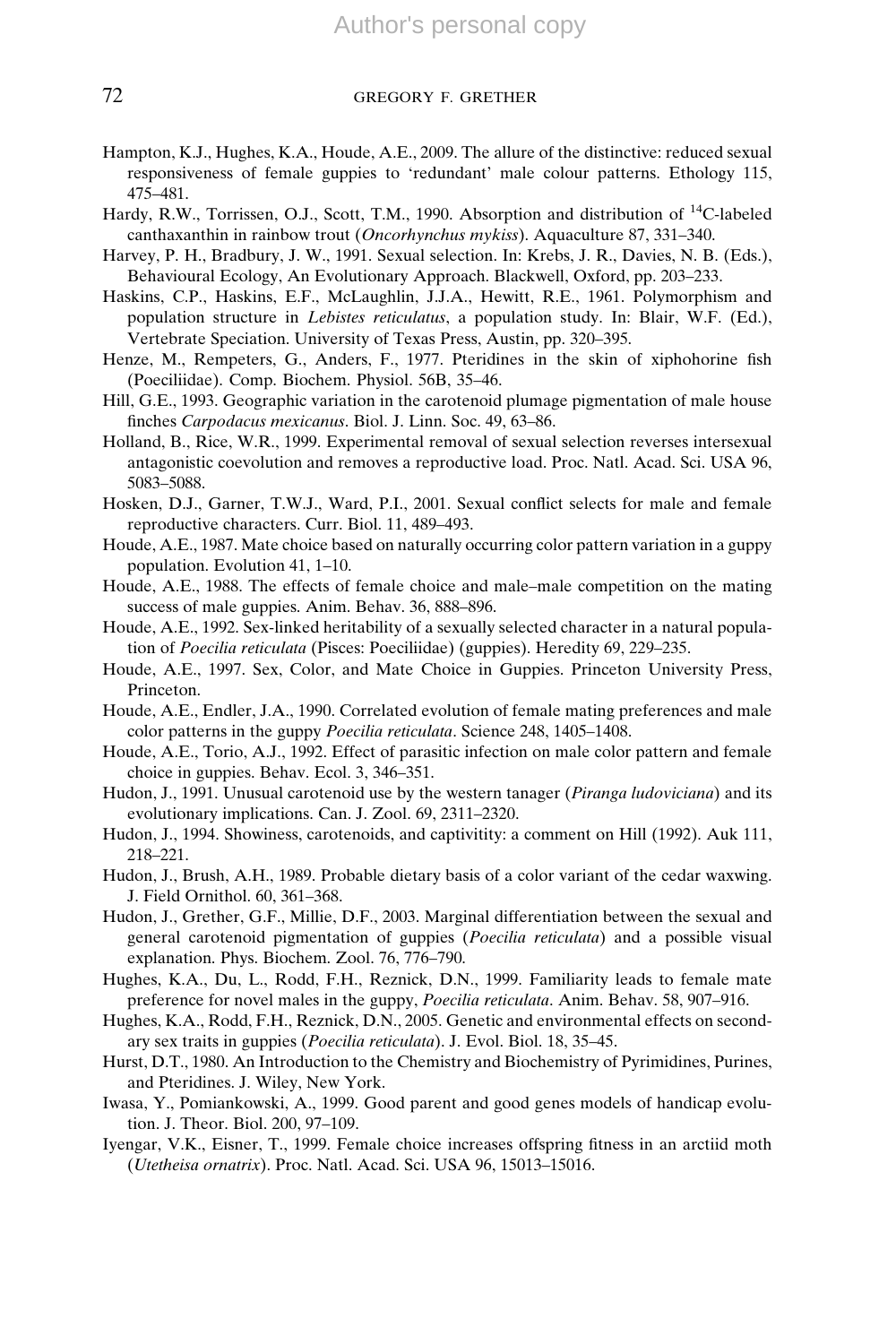Hampton, K.J., Hughes, K.A., Houde, A.E., 2009. The allure of the distinctive: reduced sexual responsiveness of female guppies to 'redundant' male colour patterns. Ethology 115, 475–481.

Hardy, R.W., Torrissen, O.J., Scott, T.M., 1990. Absorption and distribution of $^{14}$C-labeled canthaxanthin in rainbow trout (*Oncorhynchus mykiss*). Aquaculture 87, 331–340.

Harvey, P. H., Bradbury, J. W., 1991. Sexual selection. In: Krebs, J. R., Davies, N. B. (Eds.), Behavioural Ecology, An Evolutionary Approach. Blackwell, Oxford, pp. 203–233.

Haskins, C.P., Haskins, E.F., McLaughlin, J.J.A., Hewitt, R.E., 1961. Polymorphism and population structure in *Lebistes reticulatus*, a population study. In: Blair, W.F. (Ed.), Vertebrate Speciation. University of Texas Press, Austin, pp. 320–395.

Henze, M., Rempeters, G., Anders, F., 1977. Pteridines in the skin of xiphohorine fish (Poeciliidae). Comp. Biochem. Physiol. 56B, 35–46.

Hill, G.E., 1993. Geographic variation in the carotenoid plumage pigmentation of male house finches *Carpodacus mexicanus*. Biol. J. Linn. Soc. 49, 63–86.

Holland, B., Rice, W.R., 1999. Experimental removal of sexual selection reverses intersexual antagonistic coevolution and removes a reproductive load. Proc. Natl. Acad. Sci. USA 96, 5083–5088.

Hosken, D.J., Garner, T.W.J., Ward, P.I., 2001. Sexual conflict selects for male and female reproductive characters. Curr. Biol. 11, 489–493.

Houde, A.E., 1987. Mate choice based on naturally occurring color pattern variation in a guppy population. Evolution 41, 1–10.

Houde, A.E., 1988. The effects of female choice and male–male competition on the mating success of male guppies. Anim. Behav. 36, 888–896.

Houde, A.E., 1992. Sex-linked heritability of a sexually selected character in a natural population of *Poecilia reticulata* (Pisces: Poeciliidae) (guppies). Heredity 69, 229–235.

Houde, A.E., 1997. Sex, Color, and Mate Choice in Guppies. Princeton University Press, Princeton.

Houde, A.E., Endler, J.A., 1990. Correlated evolution of female mating preferences and male color patterns in the guppy *Poecilia reticulata*. Science 248, 1405–1408.

Houde, A.E., Torio, A.J., 1992. Effect of parasitic infection on male color pattern and female choice in guppies. Behav. Ecol. 3, 346–351.

Hudon, J., 1991. Unusual carotenoid use by the western tanager (*Piranga ludoviciana*) and its evolutionary implications. Can. J. Zool. 69, 2311–2320.

Hudon, J., 1994. Showiness, carotenoids, and captivitity: a comment on Hill (1992). Auk 111, 218–221.

Hudon, J., Brush, A.H., 1989. Probable dietary basis of a color variant of the cedar waxwing. J. Field Ornithol. 60, 361–368.

Hudon, J., Grether, G.F., Millie, D.F., 2003. Marginal differentiation between the sexual and general carotenoid pigmentation of guppies (*Poecilia reticulata*) and a possible visual explanation. Phys. Biochem. Zool. 76, 776–790.

Hughes, K.A., Du, L., Rodd, F.H., Reznick, D.N., 1999. Familiarity leads to female mate preference for novel males in the guppy, *Poecilia reticulata*. Anim. Behav. 58, 907–916.

Hughes, K.A., Rodd, F.H., Reznick, D.N., 2005. Genetic and environmental effects on secondary sex traits in guppies (*Poecilia reticulata*). J. Evol. Biol. 18, 35–45.

Hurst, D.T., 1980. An Introduction to the Chemistry and Biochemistry of Pyrimidines, Purines, and Pteridines. J. Wiley, New York.

Iwasa, Y., Pomiankowski, A., 1999. Good parent and good genes models of handicap evolution. J. Theor. Biol. 200, 97–109.

Iyengar, V.K., Eisner, T., 1999. Female choice increases offspring fitness in an arctiid moth (*Utetheisa ornatrix*). Proc. Natl. Acad. Sci. USA 96, 15013–15016.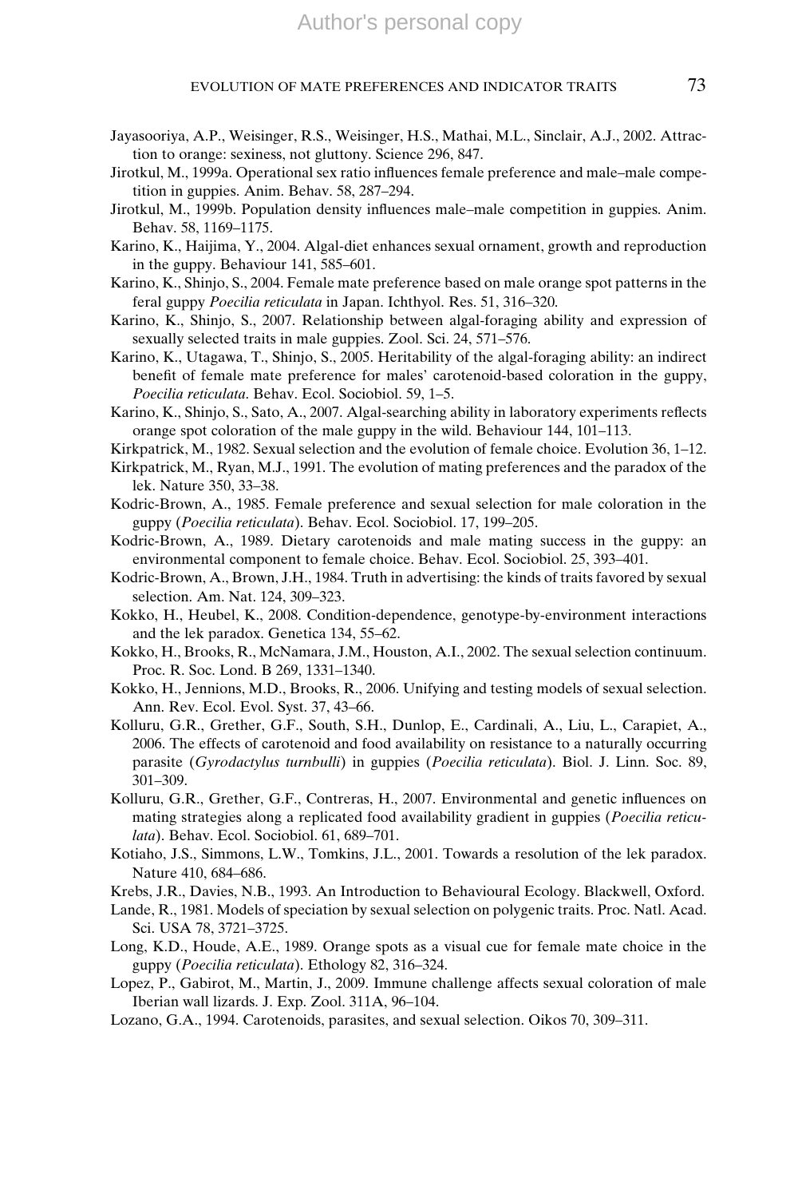Jayasooriya, A.P., Weisinger, R.S., Weisinger, H.S., Mathai, M.L., Sinclair, A.J., 2002. Attraction to orange: sexiness, not gluttony. Science 296, 847.

Jirotkul, M., 1999a. Operational sex ratio influences female preference and male–male competition in guppies. Anim. Behav. 58, 287–294.

Jirotkul, M., 1999b. Population density influences male–male competition in guppies. Anim. Behav. 58, 1169–1175.

Karino, K., Haijima, Y., 2004. Algal-diet enhances sexual ornament, growth and reproduction in the guppy. Behaviour 141, 585–601.

Karino, K., Shinjo, S., 2004. Female mate preference based on male orange spot patterns in the feral guppy *Poecilia reticulata* in Japan. Ichthyol. Res. 51, 316–320.

Karino, K., Shinjo, S., 2007. Relationship between algal-foraging ability and expression of sexually selected traits in male guppies. Zool. Sci. 24, 571–576.

Karino, K., Utagawa, T., Shinjo, S., 2005. Heritability of the algal-foraging ability: an indirect benefit of female mate preference for males' carotenoid-based coloration in the guppy, *Poecilia reticulata*. Behav. Ecol. Sociobiol. 59, 1–5.

Karino, K., Shinjo, S., Sato, A., 2007. Algal-searching ability in laboratory experiments reflects orange spot coloration of the male guppy in the wild. Behaviour 144, 101–113.

Kirkpatrick, M., 1982. Sexual selection and the evolution of female choice. Evolution 36, 1–12.

Kirkpatrick, M., Ryan, M.J., 1991. The evolution of mating preferences and the paradox of the lek. Nature 350, 33–38.

Kodric-Brown, A., 1985. Female preference and sexual selection for male coloration in the guppy (*Poecilia reticulata*). Behav. Ecol. Sociobiol. 17, 199–205.

Kodric-Brown, A., 1989. Dietary carotenoids and male mating success in the guppy: an environmental component to female choice. Behav. Ecol. Sociobiol. 25, 393–401.

Kodric-Brown, A., Brown, J.H., 1984. Truth in advertising: the kinds of traits favored by sexual selection. Am. Nat. 124, 309–323.

Kokko, H., Heubel, K., 2008. Condition-dependence, genotype-by-environment interactions and the lek paradox. Genetica 134, 55–62.

Kokko, H., Brooks, R., McNamara, J.M., Houston, A.I., 2002. The sexual selection continuum. Proc. R. Soc. Lond. B 269, 1331–1340.

Kokko, H., Jennions, M.D., Brooks, R., 2006. Unifying and testing models of sexual selection. Ann. Rev. Ecol. Evol. Syst. 37, 43–66.

Kolluru, G.R., Grether, G.F., South, S.H., Dunlop, E., Cardinali, A., Liu, L., Carapiet, A., 2006. The effects of carotenoid and food availability on resistance to a naturally occurring parasite (*Gyrodactylus turnbulli*) in guppies (*Poecilia reticulata*). Biol. J. Linn. Soc. 89, 301–309.

Kolluru, G.R., Grether, G.F., Contreras, H., 2007. Environmental and genetic influences on mating strategies along a replicated food availability gradient in guppies (*Poecilia reticulata*). Behav. Ecol. Sociobiol. 61, 689–701.

Kotiaho, J.S., Simmons, L.W., Tomkins, J.L., 2001. Towards a resolution of the lek paradox. Nature 410, 684–686.

Krebs, J.R., Davies, N.B., 1993. An Introduction to Behavioural Ecology. Blackwell, Oxford.

Lande, R., 1981. Models of speciation by sexual selection on polygenic traits. Proc. Natl. Acad. Sci. USA 78, 3721–3725.

Long, K.D., Houde, A.E., 1989. Orange spots as a visual cue for female mate choice in the guppy (*Poecilia reticulata*). Ethology 82, 316–324.

Lopez, P., Gabirot, M., Martin, J., 2009. Immune challenge affects sexual coloration of male Iberian wall lizards. J. Exp. Zool. 311A, 96–104.

Lozano, G.A., 1994. Carotenoids, parasites, and sexual selection. Oikos 70, 309–311.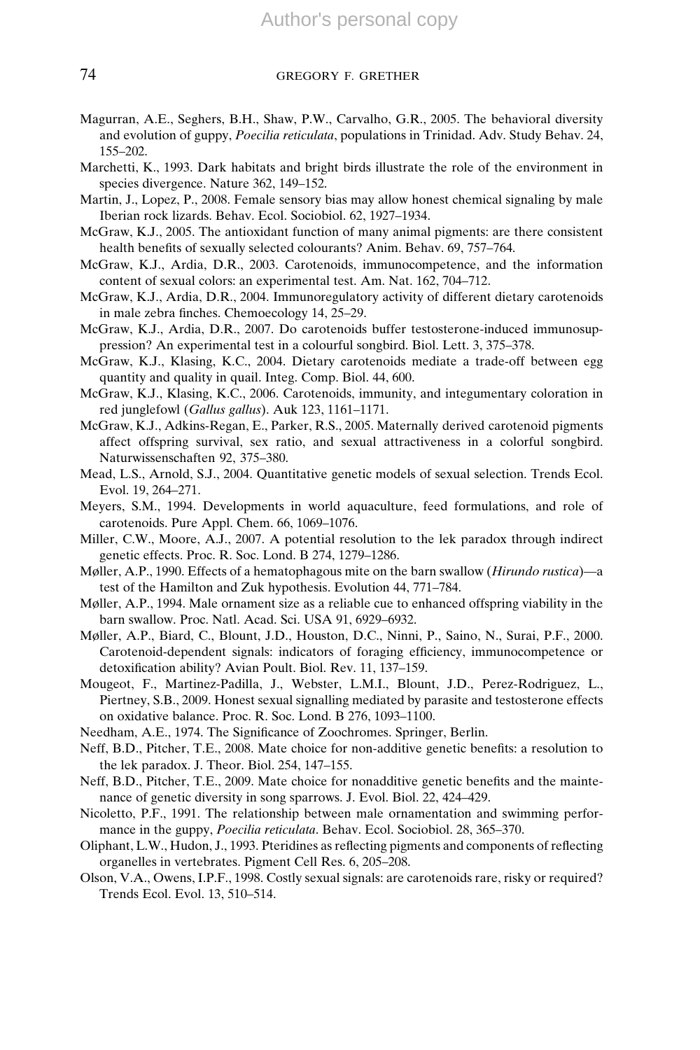Magurran, A.E., Seghers, B.H., Shaw, P.W., Carvalho, G.R., 2005. The behavioral diversity and evolution of guppy, *Poecilia reticulata*, populations in Trinidad. Adv. Study Behav. 24, 155–202.

Marchetti, K., 1993. Dark habitats and bright birds illustrate the role of the environment in species divergence. Nature 362, 149–152.

Martin, J., Lopez, P., 2008. Female sensory bias may allow honest chemical signaling by male Iberian rock lizards. Behav. Ecol. Sociobiol. 62, 1927–1934.

McGraw, K.J., 2005. The antioxidant function of many animal pigments: are there consistent health benefits of sexually selected colourants? Anim. Behav. 69, 757–764.

McGraw, K.J., Ardia, D.R., 2003. Carotenoids, immunocompetence, and the information content of sexual colors: an experimental test. Am. Nat. 162, 704–712.

McGraw, K.J., Ardia, D.R., 2004. Immunoregulatory activity of different dietary carotenoids in male zebra finches. Chemoecology 14, 25–29.

McGraw, K.J., Ardia, D.R., 2007. Do carotenoids buffer testosterone-induced immunosuppression? An experimental test in a colourful songbird. Biol. Lett. 3, 375–378.

McGraw, K.J., Klasing, K.C., 2004. Dietary carotenoids mediate a trade-off between egg quantity and quality in quail. Integ. Comp. Biol. 44, 600.

McGraw, K.J., Klasing, K.C., 2006. Carotenoids, immunity, and integumentary coloration in red junglefowl (*Gallus gallus*). Auk 123, 1161–1171.

McGraw, K.J., Adkins-Regan, E., Parker, R.S., 2005. Maternally derived carotenoid pigments affect offspring survival, sex ratio, and sexual attractiveness in a colorful songbird. Naturwissenschaften 92, 375–380.

Mead, L.S., Arnold, S.J., 2004. Quantitative genetic models of sexual selection. Trends Ecol. Evol. 19, 264–271.

Meyers, S.M., 1994. Developments in world aquaculture, feed formulations, and role of carotenoids. Pure Appl. Chem. 66, 1069–1076.

Miller, C.W., Moore, A.J., 2007. A potential resolution to the lek paradox through indirect genetic effects. Proc. R. Soc. Lond. B 274, 1279–1286.

Møller, A.P., 1990. Effects of a hematophagous mite on the barn swallow (*Hirundo rustica*)—a test of the Hamilton and Zuk hypothesis. Evolution 44, 771–784.

Møller, A.P., 1994. Male ornament size as a reliable cue to enhanced offspring viability in the barn swallow. Proc. Natl. Acad. Sci. USA 91, 6929–6932.

Møller, A.P., Biard, C., Blount, J.D., Houston, D.C., Ninni, P., Saino, N., Surai, P.F., 2000. Carotenoid-dependent signals: indicators of foraging efficiency, immunocompetence or detoxification ability? Avian Poult. Biol. Rev. 11, 137–159.

Mougeot, F., Martinez-Padilla, J., Webster, L.M.I., Blount, J.D., Perez-Rodriguez, L., Piertney, S.B., 2009. Honest sexual signalling mediated by parasite and testosterone effects on oxidative balance. Proc. R. Soc. Lond. B 276, 1093–1100.

Needham, A.E., 1974. The Significance of Zoochromes. Springer, Berlin.

Neff, B.D., Pitcher, T.E., 2008. Mate choice for non-additive genetic benefits: a resolution to the lek paradox. J. Theor. Biol. 254, 147–155.

Neff, B.D., Pitcher, T.E., 2009. Mate choice for nonadditive genetic benefits and the maintenance of genetic diversity in song sparrows. J. Evol. Biol. 22, 424–429.

Nicoletto, P.F., 1991. The relationship between male ornamentation and swimming performance in the guppy, *Poecilia reticulata*. Behav. Ecol. Sociobiol. 28, 365–370.

Oliphant, L.W., Hudon, J., 1993. Pteridines as reflecting pigments and components of reflecting organelles in vertebrates. Pigment Cell Res. 6, 205–208.

Olson, V.A., Owens, I.P.F., 1998. Costly sexual signals: are carotenoids rare, risky or required? Trends Ecol. Evol. 13, 510–514.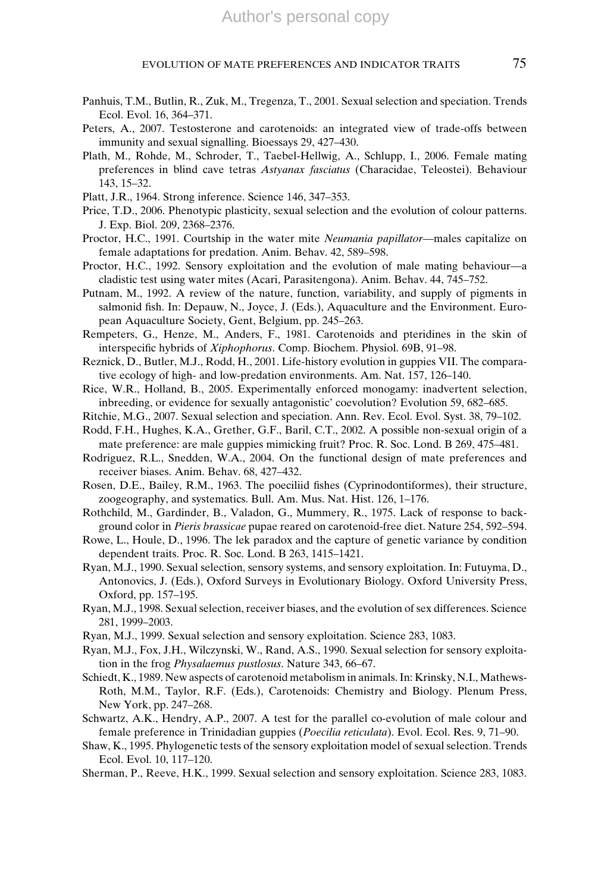Panhuis, T.M., Butlin, R., Zuk, M., Tregenza, T., 2001. Sexual selection and speciation. Trends Ecol. Evol. 16, 364–371.

Peters, A., 2007. Testosterone and carotenoids: an integrated view of trade-offs between immunity and sexual signalling. Bioessays 29, 427–430.

Plath, M., Rohde, M., Schroder, T., Taebel-Hellwig, A., Schlupp, I., 2006. Female mating preferences in blind cave tetras *Astyanax fasciatus* (Characidae, Teleostei). Behaviour 143, 15–32.

Platt, J.R., 1964. Strong inference. Science 146, 347–353.

Price, T.D., 2006. Phenotypic plasticity, sexual selection and the evolution of colour patterns. J. Exp. Biol. 209, 2368–2376.

Proctor, H.C., 1991. Courtship in the water mite *Neumania papillator*—males capitalize on female adaptations for predation. Anim. Behav. 42, 589–598.

Proctor, H.C., 1992. Sensory exploitation and the evolution of male mating behaviour—a cladistic test using water mites (Acari, Parasitengona). Anim. Behav. 44, 745–752.

Putnam, M., 1992. A review of the nature, function, variability, and supply of pigments in salmonid fish. In: Depauw, N., Joyce, J. (Eds.), Aquaculture and the Environment. European Aquaculture Society, Gent, Belgium, pp. 245–263.

Rempeters, G., Henze, M., Anders, F., 1981. Carotenoids and pteridines in the skin of interspecific hybrids of *Xiphophorus*. Comp. Biochem. Physiol. 69B, 91–98.

Reznick, D., Butler, M.J., Rodd, H., 2001. Life-history evolution in guppies VII. The comparative ecology of high- and low-predation environments. Am. Nat. 157, 126–140.

Rice, W.R., Holland, B., 2005. Experimentally enforced monogamy: inadvertent selection, inbreeding, or evidence for sexually antagonistic' coevolution? Evolution 59, 682–685.

Ritchie, M.G., 2007. Sexual selection and speciation. Ann. Rev. Ecol. Evol. Syst. 38, 79–102.

Rodd, F.H., Hughes, K.A., Grether, G.F., Baril, C.T., 2002. A possible non-sexual origin of a mate preference: are male guppies mimicking fruit? Proc. R. Soc. Lond. B 269, 475–481.

Rodriguez, R.L., Snedden, W.A., 2004. On the functional design of mate preferences and receiver biases. Anim. Behav. 68, 427–432.

Rosen, D.E., Bailey, R.M., 1963. The poeciliid fishes (Cyprinodontiformes), their structure, zoogeography, and systematics. Bull. Am. Mus. Nat. Hist. 126, 1–176.

Rothchild, M., Gardinder, B., Valadon, G., Mummery, R., 1975. Lack of response to background color in *Pieris brassicae* pupae reared on carotenoid-free diet. Nature 254, 592–594.

Rowe, L., Houle, D., 1996. The lek paradox and the capture of genetic variance by condition dependent traits. Proc. R. Soc. Lond. B 263, 1415–1421.

Ryan, M.J., 1990. Sexual selection, sensory systems, and sensory exploitation. In: Futuyma, D., Antonovics, J. (Eds.), Oxford Surveys in Evolutionary Biology. Oxford University Press, Oxford, pp. 157–195.

Ryan, M.J., 1998. Sexual selection, receiver biases, and the evolution of sex differences. Science 281, 1999–2003.

Ryan, M.J., 1999. Sexual selection and sensory exploitation. Science 283, 1083.

Ryan, M.J., Fox, J.H., Wilczynski, W., Rand, A.S., 1990. Sexual selection for sensory exploitation in the frog *Physalaemus pustlosus*. Nature 343, 66–67.

Schiedt, K., 1989. New aspects of carotenoid metabolism in animals. In: Krinsky, N.I., Mathews-Roth, M.M., Taylor, R.F. (Eds.), Carotenoids: Chemistry and Biology. Plenum Press, New York, pp. 247–268.

Schwartz, A.K., Hendry, A.P., 2007. A test for the parallel co-evolution of male colour and female preference in Trinidadian guppies (*Poecilia reticulata*). Evol. Ecol. Res. 9, 71–90.

Shaw, K., 1995. Phylogenetic tests of the sensory exploitation model of sexual selection. Trends Ecol. Evol. 10, 117–120.

Sherman, P., Reeve, H.K., 1999. Sexual selection and sensory exploitation. Science 283, 1083.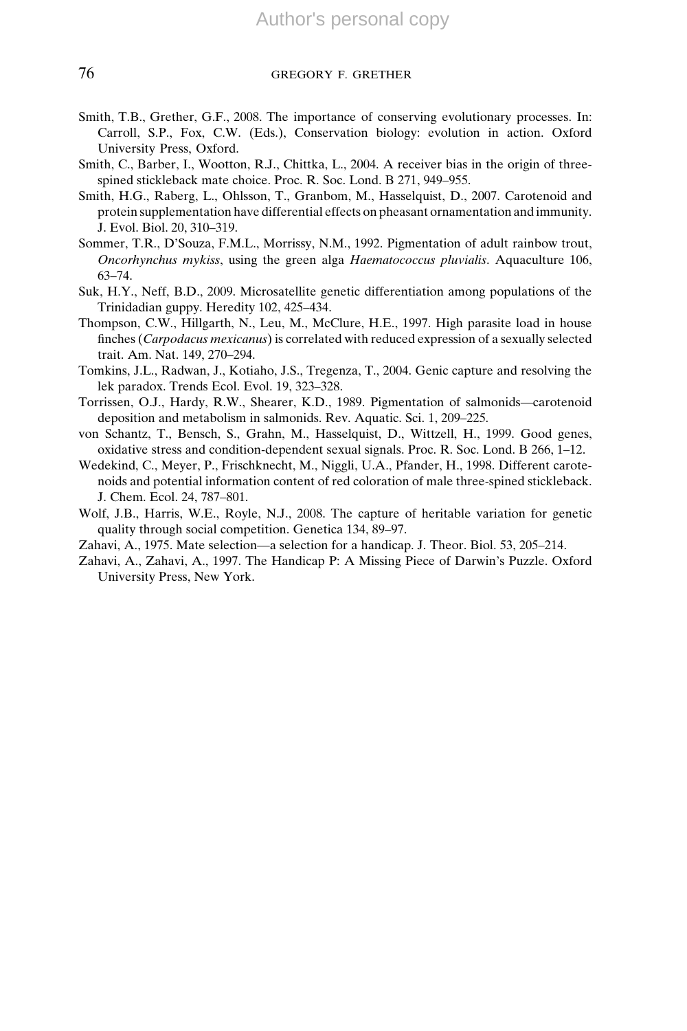Smith, T.B., Grether, G.F., 2008. The importance of conserving evolutionary processes. In: Carroll, S.P., Fox, C.W. (Eds.), Conservation biology: evolution in action. Oxford University Press, Oxford.

Smith, C., Barber, I., Wootton, R.J., Chittka, L., 2004. A receiver bias in the origin of three-spined stickleback mate choice. Proc. R. Soc. Lond. B 271, 949–955.

Smith, H.G., Raberg, L., Ohlsson, T., Granbom, M., Hasselquist, D., 2007. Carotenoid and protein supplementation have differential effects on pheasant ornamentation and immunity. J. Evol. Biol. 20, 310–319.

Sommer, T.R., D'Souza, F.M.L., Morrissy, N.M., 1992. Pigmentation of adult rainbow trout, *Oncorhynchus mykiss*, using the green alga *Haematococcus pluvialis*. Aquaculture 106, 63–74.

Suk, H.Y., Neff, B.D., 2009. Microsatellite genetic differentiation among populations of the Trinidadian guppy. Heredity 102, 425–434.

Thompson, C.W., Hillgarth, N., Leu, M., McClure, H.E., 1997. High parasite load in house finches (*Carpodacus mexicanus*) is correlated with reduced expression of a sexually selected trait. Am. Nat. 149, 270–294.

Tomkins, J.L., Radwan, J., Kotiaho, J.S., Tregenza, T., 2004. Genic capture and resolving the lek paradox. Trends Ecol. Evol. 19, 323–328.

Torrissen, O.J., Hardy, R.W., Shearer, K.D., 1989. Pigmentation of salmonids—carotenoid deposition and metabolism in salmonids. Rev. Aquatic. Sci. 1, 209–225.

von Schantz, T., Bensch, S., Grahn, M., Hasselquist, D., Wittzell, H., 1999. Good genes, oxidative stress and condition-dependent sexual signals. Proc. R. Soc. Lond. B 266, 1–12.

Wedekind, C., Meyer, P., Frischknecht, M., Niggli, U.A., Pfander, H., 1998. Different carotenoids and potential information content of red coloration of male three-spined stickleback. J. Chem. Ecol. 24, 787–801.

Wolf, J.B., Harris, W.E., Royle, N.J., 2008. The capture of heritable variation for genetic quality through social competition. Genetica 134, 89–97.

Zahavi, A., 1975. Mate selection—a selection for a handicap. J. Theor. Biol. 53, 205–214.

Zahavi, A., Zahavi, A., 1997. The Handicap P: A Missing Piece of Darwin's Puzzle. Oxford University Press, New York.